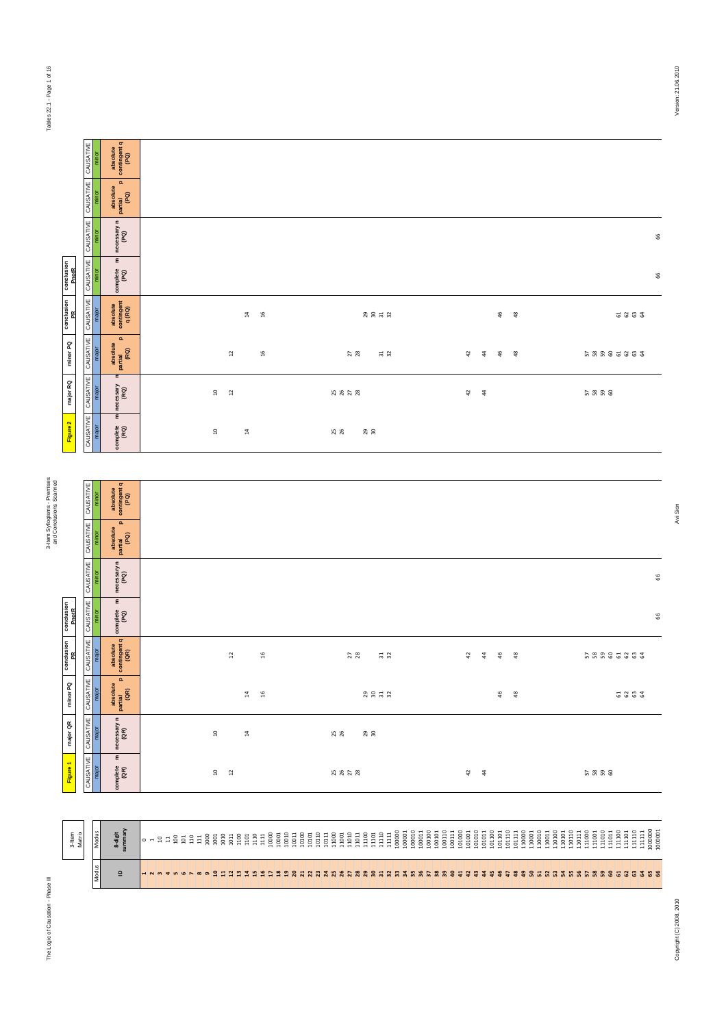# 3-Item Syllogisms - Premises and Conclusions Scanned

| 3-Item Matrix | | Figure 1 | major QR | minor PQ | conclusion PR | conclusion PnotR | | | | Figure 2 | major RQ | minor PQ | conclusion PR | conclusion PnotR | | | |
|---|---|---|---|---|---|---|---|---|---|---|---|---|---|---|---|---|---|
| Modus | Modus | CAUSATIVE | CAUSATIVE | CAUSATIVE | CAUSATIVE | CAUSATIVE | CAUSATIVE | CAUSATIVE | CAUSATIVE | CAUSATIVE | CAUSATIVE | CAUSATIVE | CAUSATIVE | CAUSATIVE | CAUSATIVE | CAUSATIVE | CAUSATIVE |
| | | major | major | major | major | minor | minor | minor | minor | major | major | major | major | minor | minor | minor | minor |
| ID | 8-digit summary | complete m (QR) | necessary n (QR) | absolute partial p (QR) | absolute contingent q (QR) | complete m (PQ) | necessary n (PQ) | absolute partial p (PQ) | absolute contingent q (PQ) | complete m (RQ) | necessary n (RQ) | absolute partial p (RQ) | absolute contingent q (RQ) | complete m (PQ) | necessary n (PQ) | absolute partial p (PQ) | absolute contingent q (PQ) |
| 1 | 0 | | | | | | | | | | | | | | | | |
| 2 | 1 | | | | | | | | | | | | | | | | |
| 3 | 10 | | | | | | | | | | | | | | | | |
| 4 | 11 | | | | | | | | | | | | | | | | |
| 5 | 100 | | | | | | | | | | | | | | | | |
| 6 | 101 | | | | | | | | | | | | | | | | |
| 7 | 110 | | | | | | | | | | | | | | | | |
| 8 | 111 | | | | | | | | | | | | | | | | |
| 9 | 1000 | | | | | | | | | | | | | | | | |
| 10 | 1001 | 10 | 10 | | | | | | | 10 | 10 | | | | | | |
| 11 | 1010 | | | | | | | | | | | | | | | | |
| 12 | 1011 | 12 | | | 12 | | | | | | 12 | 12 | | | | | |
| 13 | 1100 | | | | | | | | | | | | | | | | |
| 14 | 1101 | | 14 | 14 | | | | | | 14 | | | 14 | | | | |
| 15 | 1110 | | | | | | | | | | | | | | | | |
| 16 | 1111 | | | 16 | 16 | | | | | | | 16 | 16 | | | | |
| 17 | 10000 | | | | | | | | | | | | | | | | |
| 18 | 10001 | | | | | | | | | | | | | | | | |
| 19 | 10010 | | | | | | | | | | | | | | | | |
| 20 | 10011 | | | | | | | | | | | | | | | | |
| 21 | 10100 | | | | | | | | | | | | | | | | |
| 22 | 10101 | | | | | | | | | | | | | | | | |
| 23 | 10110 | | | | | | | | | | | | | | | | |
| 24 | 10111 | | | | | | | | | | | | | | | | |
| 25 | 11000 | 25 | 25 | | | | | | | 25 | 25 | | | | | | |
| 26 | 11001 | 26 | 26 | | | | | | | 26 | 26 | | | | | | |
| 27 | 11010 | 27 | | | 27 | | | | | | 27 | 27 | | | | | |
| 28 | 11011 | 28 | | | 28 | | | | | | 28 | 28 | | | | | |
| 29 | 11100 | | 29 | 29 | | | | | | 29 | | | 29 | | | | |
| 30 | 11101 | | 30 | 30 | | | | | | 30 | | | 30 | | | | |
| 31 | 11110 | | | 31 | 31 | | | | | | | 31 | 31 | | | | |
| 32 | 11111 | | | 32 | 32 | | | | | | | 32 | 32 | | | | |
| 33 | 100000 | | | | | | | | | | | | | | | | |
| 34 | 100001 | | | | | | | | | | | | | | | | |
| 35 | 100010 | | | | | | | | | | | | | | | | |
| 36 | 100011 | | | | | | | | | | | | | | | | |
| 37 | 100100 | | | | | | | | | | | | | | | | |
| 38 | 100101 | | | | | | | | | | | | | | | | |
| 39 | 100110 | | | | | | | | | | | | | | | | |
| 40 | 100111 | | | | | | | | | | | | | | | | |
| 41 | 101000 | | | | | | | | | | | | | | | | |
| 42 | 101001 | 42 | | | 42 | | | | | | 42 | 42 | | | | | |
| 43 | 101010 | | | | | | | | | | | | | | | | |
| 44 | 101011 | 44 | | | 44 | | | | | | 44 | 44 | | | | | |
| 45 | 101100 | | | | | | | | | | | | | | | | |
| 46 | 101101 | | | 46 | 46 | | | | | | | 46 | 46 | | | | |
| 47 | 101110 | | | | | | | | | | | | | | | | |
| 48 | 101111 | | | 48 | 48 | | | | | | | 48 | 48 | | | | |
| 49 | 110000 | | | | | | | | | | | | | | | | |
| 50 | 110001 | | | | | | | | | | | | | | | | |
| 51 | 110010 | | | | | | | | | | | | | | | | |
| 52 | 110011 | | | | | | | | | | | | | | | | |
| 53 | 110100 | | | | | | | | | | | | | | | | |
| 54 | 110101 | | | | | | | | | | | | | | | | |
| 55 | 110110 | | | | | | | | | | | | | | | | |
| 56 | 110111 | | | | | | | | | | | | | | | | |
| 57 | 111000 | 57 | | | 57 | | | | | | 57 | 57 | | | | | |
| 58 | 111001 | 58 | | | 58 | | | | | | 58 | 58 | | | | | |
| 59 | 111010 | 59 | | | 59 | | | | | | 59 | 59 | | | | | |
| 60 | 111011 | 60 | | | 60 | | | | | | 60 | 60 | | | | | |
| 61 | 111100 | | | 61 | 61 | | | | | | | 61 | 61 | | | | |
| 62 | 111101 | | | 62 | 62 | | | | | | | 62 | 62 | | | | |
| 63 | 111110 | | | 63 | 63 | | | | | | | 63 | 63 | | | | |
| 64 | 111111 | | | 64 | 64 | | | | | | | 64 | 64 | | | | |
| 65 | 1000000 | | | | | | | | | | | | | | | | |
| 66 | 1000001 | | | | | 66 | 66 | | | | | | | 66 | 66 | | |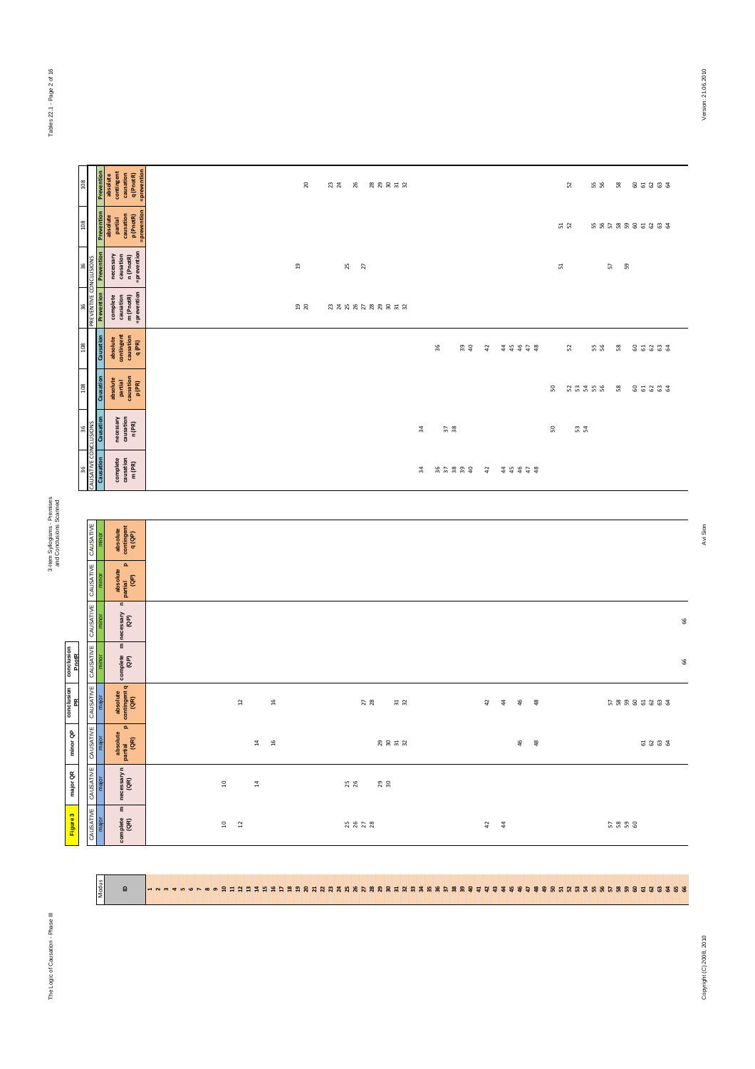| Modus | Figure 3 | major QR | minor QP | conclusion PR | conclusion PnotR | | | | CAUSATIVE CONCLUSIONS | | | | PREVENTIVE CONCLUSIONS | | | |
|---|---|---|---|---|---|---|---|---|---|---|---|---|---|---|---|---|
| | CAUSATIVE | CAUSATIVE | CAUSATIVE | CAUSATIVE | CAUSATIVE | CAUSATIVE | CAUSATIVE | CAUSATIVE | 36 | 36 | 108 | 108 | 36 | 36 | 108 | 108 |
| | major | major | major | major | minor | minor | minor | minor | Causation | Causation | Causation | Causation | Prevention | Prevention | Prevention | Prevention |
| ID | complete m (QR) | necessary n (QR) | absolute partial p (QR) | absolute contingent q (QR) | complete m (QP) | necessary n (QP) | absolute partial p (QP) | absolute contingent q (QP) | complete causation m (PR) | necessary causation n (PR) | absolute partial causation p (PR) | absolute contingent causation q (PR) | complete causation m (PnotR) =prevention | necessary causation n (PnotR) =prevention | absolute partial causation p (PnotR) =prevention | absolute contingent causation q (PnotR) =prevention |
| 1 | | | | | | | | | | | | | | | | |
| 2 | | | | | | | | | | | | | | | | |
| 3 | | | | | | | | | | | | | | | | |
| 4 | | | | | | | | | | | | | | | | |
| 5 | | | | | | | | | | | | | | | | |
| 6 | | | | | | | | | | | | | | | | |
| 7 | | | | | | | | | | | | | | | | |
| 8 | | | | | | | | | | | | | | | | |
| 9 | | | | | | | | | | | | | | | | |
| 10 | 10 | 10 | | | | | | | | | | | | | | |
| 11 | | | | | | | | | | | | | | | | |
| 12 | 12 | | | 12 | | | | | | | | | | | | |
| 13 | | | | | | | | | | | | | | | | |
| 14 | | 14 | 14 | | | | | | | | | | | | | |
| 15 | | | | | | | | | | | | | | | | |
| 16 | | | 16 | 16 | | | | | | | | | | | | |
| 17 | | | | | | | | | | | | | | | | |
| 18 | | | | | | | | | | | | | | | | |
| 19 | | | | | | | | | | | | | 19 | 19 | | |
| 20 | | | | | | | | | | | | | 20 | | | 20 |
| 21 | | | | | | | | | | | | | | | | |
| 22 | | | | | | | | | | | | | | | | |
| 23 | | | | | | | | | | | | | 23 | | | 23 |
| 24 | | | | | | | | | | | | | 24 | | | 24 |
| 25 | 25 | 25 | | | | | | | | | | | 25 | 25 | | |
| 26 | 26 | 26 | | | | | | | | | | | 26 | | | 26 |
| 27 | 27 | | | 27 | | | | | | | | | 27 | 27 | | |
| 28 | 28 | | | 28 | | | | | | | | | 28 | | | 28 |
| 29 | | 29 | 29 | | | | | | | | | | 29 | | | 29 |
| 30 | | 30 | 30 | | | | | | | | | | 30 | | | 30 |
| 31 | | | 31 | 31 | | | | | | | | | 31 | | | 31 |
| 32 | | | 32 | 32 | | | | | | | | | 32 | | | 32 |
| 33 | | | | | | | | | | | | | | | | |
| 34 | | | | | | | | | 34 | 34 | | | | | | |
| 35 | | | | | | | | | | | | | | | | |
| 36 | | | | | | | | | 36 | | | 36 | | | | |
| 37 | | | | | | | | | 37 | 37 | | | | | | |
| 38 | | | | | | | | | 38 | 38 | | | | | | |
| 39 | | | | | | | | | 39 | | | 39 | | | | |
| 40 | | | | | | | | | 40 | | | 40 | | | | |
| 41 | | | | | | | | | | | | | | | | |
| 42 | 42 | | | 42 | | | | | 42 | | | 42 | | | | |
| 43 | | | | | | | | | | | | | | | | |
| 44 | 44 | | | 44 | | | | | 44 | | | 44 | | | | |
| 45 | | | | | | | | | 45 | | | 45 | | | | |
| 46 | | | 46 | 46 | | | | | 46 | | | 46 | | | | |
| 47 | | | | | | | | | 47 | | | 47 | | | | |
| 48 | | | 48 | 48 | | | | | 48 | | | 48 | | | | |
| 49 | | | | | | | | | | | | | | | | |
| 50 | | | | | | | | | | 50 | 50 | | | | | |
| 51 | | | | | | | | | | | | | | 51 | 51 | |
| 52 | | | | | | | | | | | 52 | 52 | | | 52 | 52 |
| 53 | | | | | | | | | | 53 | 53 | | | | | |
| 54 | | | | | | | | | | 54 | 54 | | | | | |
| 55 | | | | | | | | | | | 55 | 55 | | | 55 | 55 |
| 56 | | | | | | | | | | | 56 | 56 | | | 56 | 56 |
| 57 | 57 | | | 57 | | | | | | | | | | 57 | 57 | |
| 58 | 58 | | | 58 | | | | | | | 58 | 58 | | | 58 | 58 |
| 59 | 59 | | | 59 | | | | | | | | | | 59 | 59 | |
| 60 | 60 | | | 60 | | | | | | | 60 | 60 | | | 60 | 60 |
| 61 | | | 61 | 61 | | | | | | | 61 | 61 | | | 61 | 61 |
| 62 | | | 62 | 62 | | | | | | | 62 | 62 | | | 62 | 62 |
| 63 | | | 63 | 63 | | | | | | | 63 | 63 | | | 63 | 63 |
| 64 | | | 64 | 64 | | | | | | | 64 | 64 | | | 64 | 64 |
| 65 | | | | | | | | | | | | | | | | |
| 66 | | | | | 66 | 66 | | | | | | | | | | |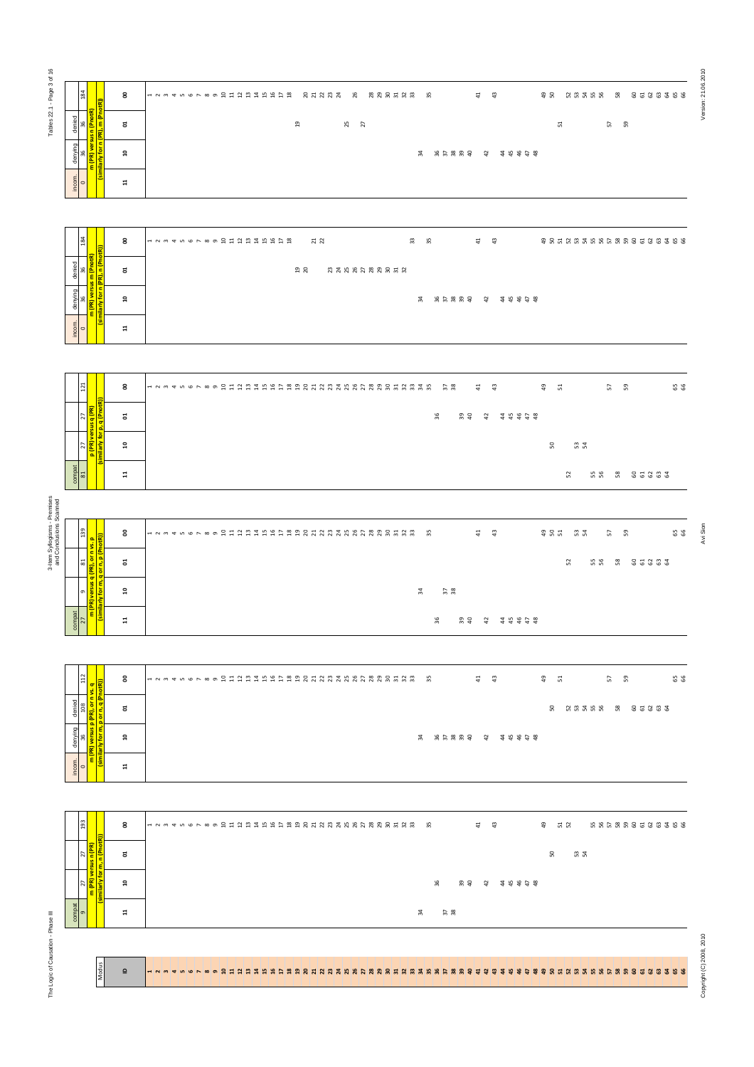# 3-Item Syllogisms - Premises and Conclusions Scanned

**m (PR) versus n (PnotR) (similarly for n (PR), m (PnotR))**

| ID | | Count | Modus |
|---|---|---|---|
| 00 | | 184 | 1, 2, 3, 4, 5, 6, 7, 8, 9, 10, 11, 12, 13, 14, 15, 16, 17, 18, 20, 21, 22, 23, 24, 26, 28, 29, 30, 31, 32, 33, 35, 41, 43, 49, 50, 52, 53, 54, 55, 56, 58, 60, 61, 62, 63, 64, 65, 66 |
| 01 | denied | 36 | 19, 25, 27, 51, 57, 59 |
| 10 | denying | 36 | 34, 36, 37, 38, 39, 40, 42, 44, 45, 46, 47, 48 |
| 11 | incom. | 0 | |

**m (PR) versus m (PnotR) (similarly for n (PR), n (PnotR))**

| ID | | Count | Modus |
|---|---|---|---|
| 00 | | 184 | 1, 2, 3, 4, 5, 6, 7, 8, 9, 10, 11, 12, 13, 14, 15, 16, 17, 18, 21, 22, 33, 35, 41, 43, 49, 50, 51, 52, 53, 54, 55, 56, 57, 58, 59, 60, 61, 62, 63, 64, 65, 66 |
| 01 | denied | 36 | 19, 20, 23, 24, 25, 26, 27, 28, 29, 30, 31, 32 |
| 10 | denying | 36 | 34, 36, 37, 38, 39, 40, 42, 44, 45, 46, 47, 48 |
| 11 | incom. | 0 | |

**p (PR) versus q (PR) (similarly for p, q (PnotR))**

| ID | | Count | Modus |
|---|---|---|---|
| 00 | | 121 | 1, 2, 3, 4, 5, 6, 7, 8, 9, 10, 11, 12, 13, 14, 15, 16, 17, 18, 19, 20, 21, 22, 23, 24, 25, 26, 27, 28, 29, 30, 31, 32, 33, 34, 35, 37, 38, 41, 43, 49, 51, 57, 59, 65, 66 |
| 01 | | 27 | 36, 39, 40, 42, 44, 45, 46, 47, 48 |
| 10 | | 27 | 50, 53, 54 |
| 11 | compat | 81 | 52, 55, 56, 58, 60, 61, 62, 63, 64 |

**m (PR) versus q (PR), or n vs. p (similarly for m, q or n, p (PnotR))**

| ID | | Count | Modus |
|---|---|---|---|
| 00 | | 139 | 1, 2, 3, 4, 5, 6, 7, 8, 9, 10, 11, 12, 13, 14, 15, 16, 17, 18, 19, 20, 21, 22, 23, 24, 25, 26, 27, 28, 29, 30, 31, 32, 33, 35, 41, 43, 49, 50, 51, 53, 54, 57, 59, 65, 66 |
| 01 | | 81 | 52, 55, 56, 58, 60, 61, 62, 63, 64 |
| 10 | | 9 | 34, 37, 38 |
| 11 | compat | 27 | 36, 39, 40, 42, 44, 45, 46, 47, 48 |

**m (PR) versus p (PR), or n vs. q (similarly for m, p or n, q (PnotR))**

| ID | | Count | Modus |
|---|---|---|---|
| 00 | | 112 | 1, 2, 3, 4, 5, 6, 7, 8, 9, 10, 11, 12, 13, 14, 15, 16, 17, 18, 19, 20, 21, 22, 23, 24, 25, 26, 27, 28, 29, 30, 31, 32, 33, 35, 41, 43, 49, 51, 57, 59, 65, 66 |
| 01 | denied | 108 | 50, 52, 53, 54, 55, 56, 58, 60, 61, 62, 63, 64 |
| 10 | denying | 36 | 34, 36, 37, 38, 39, 40, 42, 44, 45, 46, 47, 48 |
| 11 | incom. | 0 | |

**m (PR) versus n (PR) (similarly for m, n (PnotR))**

| ID | | Count | Modus |
|---|---|---|---|
| 00 | | 193 | 1, 2, 3, 4, 5, 6, 7, 8, 9, 10, 11, 12, 13, 14, 15, 16, 17, 18, 19, 20, 21, 22, 23, 24, 25, 26, 27, 28, 29, 30, 31, 32, 33, 35, 41, 43, 49, 51, 52, 55, 56, 57, 58, 59, 60, 61, 62, 63, 64, 65, 66 |
| 01 | | 27 | 50, 53, 54 |
| 10 | | 27 | 36, 39, 40, 42, 44, 45, 46, 47, 48 |
| 11 | compat | 9 | 34, 37, 38 |

Modus ID: 1–66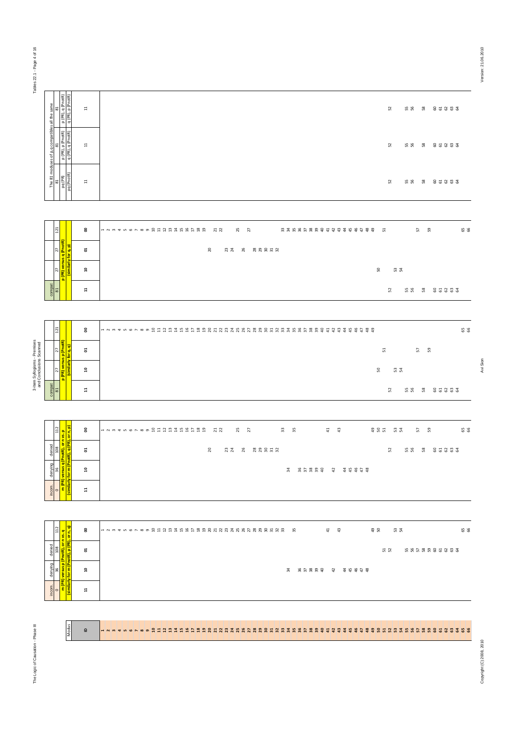## The 81 moduses of p,q compatibles all the same

| ID | 81<br>pq (PR)<br>pq (PnotR) | 81<br>p (PR), p (PnotR)<br>q (PR), q (PnotR) | 81<br>p (PR), q (PnotR)<br>q (PR), p (PnotR) |
|---|---|---|---|
| 11 | 52, 55, 56, 58, 60, 61, 62, 63, 64 | 52, 55, 56, 58, 60, 61, 62, 63, 64 | 52, 55, 56, 58, 60, 61, 62, 63, 64 |

## p (PR) versus q (PnotR) (similarly for q, p)

| ID | | Count | Moduses |
|---|---|---|---|
| 11 | compat | 81 | 52, 55, 56, 58, 60, 61, 62, 63, 64 |
| 10 | | 27 | 50, 53, 54 |
| 01 | | 27 | 20, 23, 24, 26, 28, 29, 30, 31, 32 |
| 00 | | 121 | 1, 2, 3, 4, 5, 6, 7, 8, 9, 10, 11, 12, 13, 14, 15, 16, 17, 18, 19, 21, 22, 25, 27, 33, 34, 35, 36, 37, 38, 39, 40, 41, 42, 43, 44, 45, 46, 47, 48, 49, 51, 57, 59, 65, 66 |

## p (PR) versus p (PnotR) (similarly for q, q)

| ID | | Count | Moduses |
|---|---|---|---|
| 11 | compat | 81 | 52, 55, 56, 58, 60, 61, 62, 63, 64 |
| 10 | | 27 | 50, 53, 54 |
| 01 | | 27 | 51, 57, 59 |
| 00 | | 121 | 1, 2, 3, 4, 5, 6, 7, 8, 9, 10, 11, 12, 13, 14, 15, 16, 17, 18, 19, 20, 21, 22, 23, 24, 25, 26, 27, 28, 29, 30, 31, 32, 33, 34, 35, 36, 37, 38, 39, 40, 41, 42, 43, 44, 45, 46, 47, 48, 49, 65, 66 |

## m (PR) versus q (PnotR), or n vs. p (similarly for m (PnotR), q (PR), or n, p)

| ID | | Count | Moduses |
|---|---|---|---|
| 11 | incom | 0 | |
| 10 | denying | 36 | 34, 36, 37, 38, 39, 40, 42, 44, 45, 46, 47, 48 |
| 01 | denied | 108 | 20, 23, 24, 26, 28, 29, 30, 31, 32, 52, 55, 56, 58, 60, 61, 62, 63, 64 |
| 00 | | 112 | 1, 2, 3, 4, 5, 6, 7, 8, 9, 10, 11, 12, 13, 14, 15, 16, 17, 18, 19, 21, 22, 25, 27, 33, 35, 41, 43, 49, 50, 51, 53, 54, 57, 59, 65, 66 |

## m (PR) versus p (PnotR), or n vs. q (similarly for m (PnotR), p (PR), or n, q)

| ID | | Count | Moduses |
|---|---|---|---|
| 11 | incom | 0 | |
| 10 | denying | 36 | 34, 36, 37, 38, 39, 40, 42, 44, 45, 46, 47, 48 |
| 01 | denied | 108 | 51, 52, 55, 56, 57, 58, 59, 60, 61, 62, 63, 64 |
| 00 | | 112 | 1, 2, 3, 4, 5, 6, 7, 8, 9, 10, 11, 12, 13, 14, 15, 16, 17, 18, 19, 20, 21, 22, 23, 24, 25, 26, 27, 28, 29, 30, 31, 32, 33, 35, 41, 43, 49, 50, 53, 54, 65, 66 |

| Modus | ID |
|---|---|
| | 1 – 66 |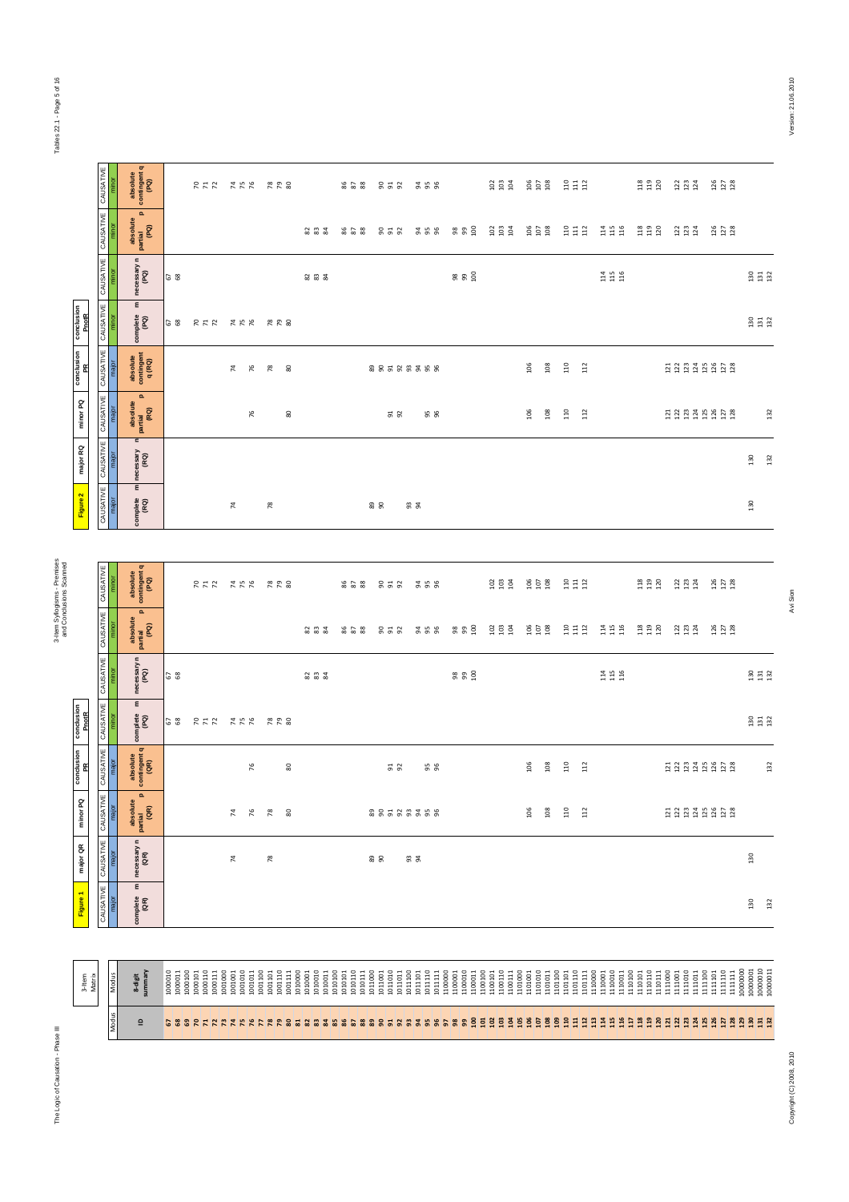# 3-Item Syllogisms - Premises and Conclusions Scanned

| 3-item Matrix | | Figure 1 | major QR | minor PQ | conclusion PR | conclusion PnotR | | | | Figure 2 | major RQ | minor PQ | conclusion PR | conclusion PnotR | | | |
|---|---|---|---|---|---|---|---|---|---|---|---|---|---|---|---|---|---|
| Modus | Modus | CAUSATIVE | CAUSATIVE | CAUSATIVE | CAUSATIVE | CAUSATIVE | CAUSATIVE | CAUSATIVE | CAUSATIVE | CAUSATIVE | CAUSATIVE | CAUSATIVE | CAUSATIVE | CAUSATIVE | CAUSATIVE | CAUSATIVE | CAUSATIVE |
| | | major | major | major | major | minor | minor | minor | minor | major | major | major | major | minor | minor | minor | minor |
| ID | 8-digit summary | complete m (QR) | necessary n (QR) | absolute partial p (QR) | absolute contingent q (QR) | complete m (PQ) | necessary n (PQ) | absolute partial p (PQ) | absolute contingent q (PQ) | complete m (RQ) | necessary n (RQ) | absolute partial p (RQ) | absolute contingent q (RQ) | complete m (PQ) | necessary n (PQ) | absolute partial p (PQ) | absolute contingent q (PQ) |
| 67 | 1000010 | | | | | 67 | 67 | | | | | | | 67 | 67 | | |
| 68 | 1000011 | | | | | 68 | 68 | | | | | | | 68 | 68 | | |
| 69 | 1000100 | | | | | | | | | | | | | | | | |
| 70 | 1000101 | | | | | 70 | | | 70 | | | | | 70 | | | 70 |
| 71 | 1000110 | | | | | 71 | | | 71 | | | | | 71 | | | 71 |
| 72 | 1000111 | | | | | 72 | | | 72 | | | | | 72 | | | 72 |
| 73 | 1001000 | | | | | | | | | | | | | | | | |
| 74 | 1001001 | | 74 | 74 | | 74 | | | 74 | 74 | | | 74 | 74 | | | 74 |
| 75 | 1001010 | | | | | 75 | | | 75 | | | | | 75 | | | 75 |
| 76 | 1001011 | | | 76 | 76 | 76 | | | 76 | | | 76 | 76 | 76 | | | 76 |
| 77 | 1001100 | | | | | | | | | | | | | | | | |
| 78 | 1001101 | | 78 | 78 | | 78 | | | 78 | 78 | | | 78 | 78 | | | 78 |
| 79 | 1001110 | | | | | 79 | | | 79 | | | | | 79 | | | 79 |
| 80 | 1001111 | | | 80 | 80 | 80 | | | 80 | | | 80 | 80 | 80 | | | 80 |
| 81 | 1010000 | | | | | | | | | | | | | | | | |
| 82 | 1010001 | | | | | | 82 | 82 | | | | | | | 82 | 82 | |
| 83 | 1010010 | | | | | | 83 | 83 | | | | | | | 83 | 83 | |
| 84 | 1010011 | | | | | | 84 | 84 | | | | | | | 84 | 84 | |
| 85 | 1010100 | | | | | | | | | | | | | | | | |
| 86 | 1010101 | | | | | | | 86 | 86 | | | | | | | 86 | 86 |
| 87 | 1010110 | | | | | | | 87 | 87 | | | | | | | 87 | 87 |
| 88 | 1010111 | | | | | | | 88 | 88 | | | | | | | 88 | 88 |
| 89 | 1011000 | | 89 | 89 | | | | | | 89 | | | 89 | | | | |
| 90 | 1011001 | | 90 | 90 | | | | 90 | 90 | 90 | | | 90 | | | 90 | 90 |
| 91 | 1011010 | | | 91 | 91 | | | 91 | 91 | | | 91 | 91 | | | 91 | 91 |
| 92 | 1011011 | | | 92 | 92 | | | 92 | 92 | | | 92 | 92 | | | 92 | 92 |
| 93 | 1011100 | | 93 | 93 | | | | | | 93 | | | 93 | | | | |
| 94 | 1011101 | | 94 | 94 | | | | 94 | 94 | 94 | | | 94 | | | 94 | 94 |
| 95 | 1011110 | | | 95 | 95 | | | 95 | 95 | | | 95 | 95 | | | 95 | 95 |
| 96 | 1011111 | | | 96 | 96 | | | 96 | 96 | | | 96 | 96 | | | 96 | 96 |
| 97 | 1100000 | | | | | | | | | | | | | | | | |
| 98 | 1100001 | | | | | | 98 | 98 | | | | | | | 98 | 98 | |
| 99 | 1100010 | | | | | | 99 | 99 | | | | | | | 99 | 99 | |
| 100 | 1100011 | | | | | | 100 | 100 | | | | | | | 100 | 100 | |
| 101 | 1100100 | | | | | | | | | | | | | | | | |
| 102 | 1100101 | | | | | | | 102 | 102 | | | | | | | 102 | 102 |
| 103 | 1100110 | | | | | | | 103 | 103 | | | | | | | 103 | 103 |
| 104 | 1100111 | | | | | | | 104 | 104 | | | | | | | 104 | 104 |
| 105 | 1101000 | | | | | | | | | | | | | | | | |
| 106 | 1101001 | | | 106 | 106 | | | 106 | 106 | | | 106 | 106 | | | 106 | 106 |
| 107 | 1101010 | | | | | | | 107 | 107 | | | | | | | 107 | 107 |
| 108 | 1101011 | | | 108 | 108 | | | 108 | 108 | | | 108 | 108 | | | 108 | 108 |
| 109 | 1101100 | | | | | | | | | | | | | | | | |
| 110 | 1101101 | | | 110 | 110 | | | 110 | 110 | | | 110 | 110 | | | 110 | 110 |
| 111 | 1101110 | | | | | | | 111 | 111 | | | | | | | 111 | 111 |
| 112 | 1101111 | | | 112 | 112 | | | 112 | 112 | | | 112 | 112 | | | 112 | 112 |
| 113 | 1110000 | | | | | | | | | | | | | | | | |
| 114 | 1110001 | | | | | | 114 | 114 | | | | | | | 114 | 114 | |
| 115 | 1110010 | | | | | | 115 | 115 | | | | | | | 115 | 115 | |
| 116 | 1110011 | | | | | | 116 | 116 | | | | | | | 116 | 116 | |
| 117 | 1110100 | | | | | | | | | | | | | | | | |
| 118 | 1110101 | | | | | | | 118 | 118 | | | | | | | 118 | 118 |
| 119 | 1110110 | | | | | | | 119 | 119 | | | | | | | 119 | 119 |
| 120 | 1110111 | | | | | | | 120 | 120 | | | | | | | 120 | 120 |
| 121 | 1111000 | | | 121 | 121 | | | | | | | 121 | 121 | | | | |
| 122 | 1111001 | | | 122 | 122 | | | 122 | 122 | | | 122 | 122 | | | 122 | 122 |
| 123 | 1111010 | | | 123 | 123 | | | 123 | 123 | | | 123 | 123 | | | 123 | 123 |
| 124 | 1111011 | | | 124 | 124 | | | 124 | 124 | | | 124 | 124 | | | 124 | 124 |
| 125 | 1111100 | | | 125 | 125 | | | | | | | 125 | 125 | | | | |
| 126 | 1111101 | | | 126 | 126 | | | 126 | 126 | | | 126 | 126 | | | 126 | 126 |
| 127 | 1111110 | | | 127 | 127 | | | 127 | 127 | | | 127 | 127 | | | 127 | 127 |
| 128 | 1111111 | | | 128 | 128 | | | 128 | 128 | | | 128 | 128 | | | 128 | 128 |
| 129 | 10000000 | | | | | | | | | | | | | | | | |
| 130 | 10000001 | 130 | 130 | | | 130 | 130 | | | 130 | 130 | | | 130 | 130 | | |
| 131 | 10000010 | | | | | 131 | 131 | | | | | | | 131 | 131 | | |
| 132 | 10000011 | 132 | | | 132 | 132 | 132 | | | | 132 | 132 | | 132 | 132 | | |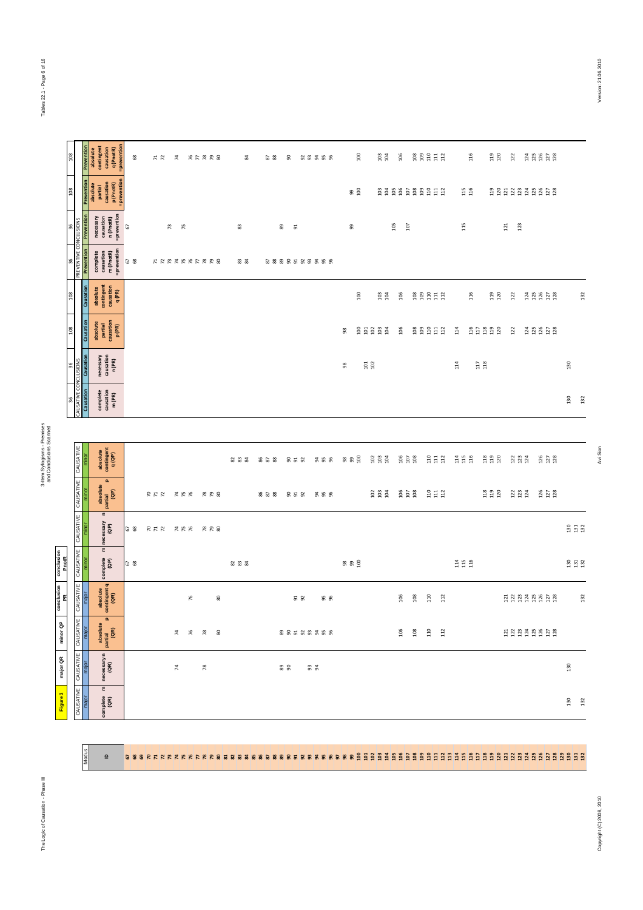| Modus | Figure 3 | major QR | | | | minor QP | | | conclusion PR | | | | conclusion PnotR | | | |
|---|---|---|---|---|---|---|---|---|---|---|---|---|---|---|---|---|
| | CAUSATIVE major | CAUSATIVE major | CAUSATIVE major | CAUSATIVE major | CAUSATIVE minor | CAUSATIVE minor | CAUSATIVE minor | CAUSATIVE minor | CAUSATIVE CONCLUSIONS | | | | PREVENTIVE CONCLUSIONS | | | |
| | | | | | | | | | 36 | 36 | 108 | 108 | 36 | 36 | 108 | 108 |
| | | | | | | | | | Causation | Causation | Causation | Causation | Prevention | Prevention | Prevention | Prevention |
| ID | complete m (QR) | necessary n (QR) | absolute partial p (QR) | absolute contingent q (QR) | complete m (QP) | necessary n (QP) | absolute partial p (QP) | absolute contingent q (QP) | complete causation m (PR) | necessary causation n (PR) | absolute partial causation p (PR) | absolute contingent causation q (PR) | complete causation m (PnotR) =prevention | necessary causation n (PnotR) =prevention | absolute partial causation p (PnotR) =prevention | absolute contingent causation q (PnotR) =prevention |
| 67 | | | | | 67 | 67 | | | | | | | 67 | 67 | | |
| 68 | | | | | 68 | 68 | | | | | | | 68 | | | 68 |
| 69 | | | | | | | | | | | | | | | | |
| 70 | | | | | | 70 | 70 | | | | | | | | | |
| 71 | | | | | | 71 | 71 | | | | | | 71 | | | 71 |
| 72 | | | | | | 72 | 72 | | | | | | 72 | | | 72 |
| 73 | | | | | | | | | | | | | 73 | 73 | | |
| 74 | | 74 | 74 | | | 74 | 74 | | | | | | 74 | | | 74 |
| 75 | | | | | | 75 | 75 | | | | | | 75 | 75 | | |
| 76 | | | 76 | 76 | | 76 | 76 | | | | | | 76 | | | 76 |
| 77 | | | | | | | | | | | | | 77 | | | 77 |
| 78 | | 78 | 78 | | | 78 | 78 | | | | | | 78 | | | 78 |
| 79 | | | | | | 79 | 79 | | | | | | 79 | | | 79 |
| 80 | | | 80 | 80 | | 80 | 80 | | | | | | 80 | | | 80 |
| 81 | | | | | | | | | | | | | | | | |
| 82 | | | | | 82 | | | 82 | | | | | | | | |
| 83 | | | | | 83 | | | 83 | | | | | 83 | 83 | | |
| 84 | | | | | 84 | | | 84 | | | | | 84 | | | 84 |
| 85 | | | | | | | | | | | | | | | | |
| 86 | | | | | | | 86 | 86 | | | | | | | | |
| 87 | | | | | | | 87 | 87 | | | | | 87 | | | 87 |
| 88 | | | | | | | 88 | 88 | | | | | 88 | | | 88 |
| 89 | | 89 | 89 | | | | | | | | | | 89 | 89 | | |
| 90 | | 90 | 90 | | | | 90 | 90 | | | | | 90 | | | 90 |
| 91 | | | 91 | 91 | | | 91 | 91 | | | | | 91 | 91 | | |
| 92 | | | 92 | 92 | | | 92 | 92 | | | | | 92 | | | 92 |
| 93 | | 93 | 93 | | | | | | | | | | 93 | | | 93 |
| 94 | | 94 | 94 | | | | 94 | 94 | | | | | 94 | | | 94 |
| 95 | | | 95 | 95 | | | 95 | 95 | | | | | 95 | | | 95 |
| 96 | | | 96 | 96 | | | 96 | 96 | | | | | 96 | | | 96 |
| 97 | | | | | | | | | | | | | | | | |
| 98 | | | | | 98 | | | 98 | | 98 | 98 | | | | | |
| 99 | | | | | 99 | | | 99 | | | | | | 99 | 99 | |
| 100 | | | | | 100 | | | 100 | | | 100 | 100 | | | 100 | 100 |
| 101 | | | | | | | | | | 101 | 101 | | | | | |
| 102 | | | | | | | 102 | 102 | | 102 | 102 | | | | | |
| 103 | | | | | | | 103 | 103 | | | 103 | 103 | | | 103 | 103 |
| 104 | | | | | | | 104 | 104 | | | 104 | 104 | | | 104 | 104 |
| 105 | | | | | | | | | | | | | | 105 | 105 | |
| 106 | | | 106 | 106 | | | 106 | 106 | | | 106 | 106 | | | 106 | 106 |
| 107 | | | | | | | 107 | 107 | | | | | | 107 | 107 | |
| 108 | | | 108 | 108 | | | 108 | 108 | | | 108 | 108 | | | 108 | 108 |
| 109 | | | | | | | | | | | 109 | 109 | | | 109 | 109 |
| 110 | | | 110 | 110 | | | 110 | 110 | | | 110 | 110 | | | 110 | 110 |
| 111 | | | | | | | 111 | 111 | | | 111 | 111 | | | 111 | 111 |
| 112 | | | 112 | 112 | | | 112 | 112 | | | 112 | 112 | | | 112 | 112 |
| 113 | | | | | | | | | | | | | | | | |
| 114 | | | | | 114 | | | 114 | | 114 | 114 | | | | | |
| 115 | | | | | 115 | | | 115 | | | | | | 115 | 115 | |
| 116 | | | | | 116 | | | 116 | | | 116 | 116 | | | 116 | 116 |
| 117 | | | | | | | | | | 117 | 117 | | | | | |
| 118 | | | | | | | 118 | 118 | | 118 | 118 | | | | | |
| 119 | | | | | | | 119 | 119 | | | 119 | 119 | | | 119 | 119 |
| 120 | | | | | | | 120 | 120 | | | 120 | 120 | | | 120 | 120 |
| 121 | | | 121 | 121 | | | | | | | | | | 121 | 121 | |
| 122 | | | 122 | 122 | | | 122 | 122 | | | 122 | 122 | | | 122 | 122 |
| 123 | | | 123 | 123 | | | 123 | 123 | | | | | | 123 | 123 | |
| 124 | | | 124 | 124 | | | 124 | 124 | | | 124 | 124 | | | 124 | 124 |
| 125 | | | 125 | 125 | | | | | | | 125 | 125 | | | 125 | 125 |
| 126 | | | 126 | 126 | | | 126 | 126 | | | 126 | 126 | | | 126 | 126 |
| 127 | | | 127 | 127 | | | 127 | 127 | | | 127 | 127 | | | 127 | 127 |
| 128 | | | 128 | 128 | | | 128 | 128 | | | 128 | 128 | | | 128 | 128 |
| 129 | | | | | | | | | | | | | | | | |
| 130 | 130 | 130 | | | 130 | 130 | | | 130 | 130 | | | | | | |
| 131 | | | | | 131 | 131 | | | | | | | | | | |
| 132 | 132 | | | 132 | 132 | 132 | | | 132 | | | 132 | | | | |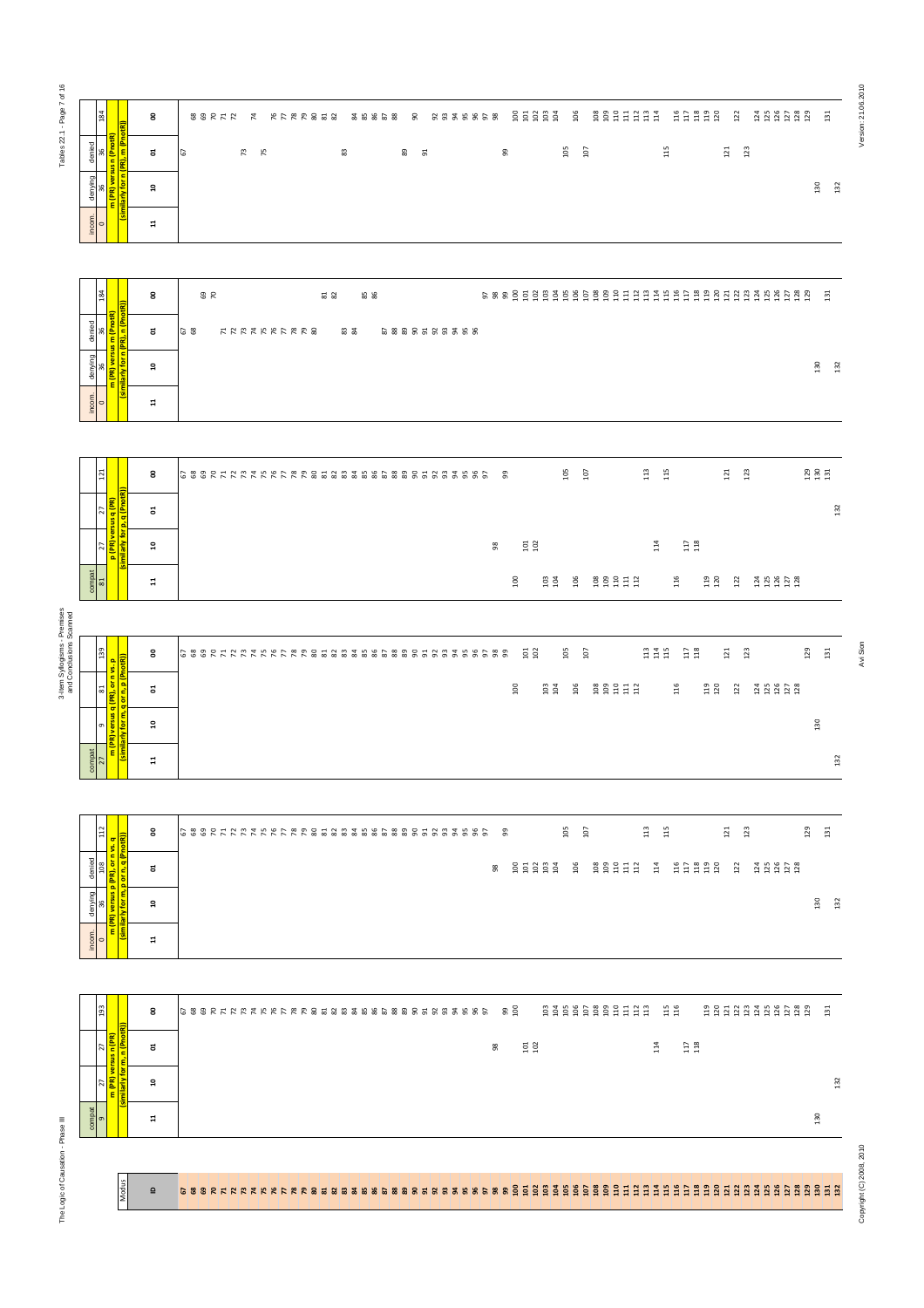| Code | Status | Count | m (PR) versus n (PnotR) (similarly for n (PR), m (PnotR)) |
|---|---|---|---|
| 00 | | 184 | 68 69 70 71 72 74 76 77 78 79 80 81 82 84 85 86 87 88 90 92 93 94 95 96 97 98 100 101 102 103 104 106 108 109 110 111 112 113 114 116 117 118 119 120 122 124 125 126 127 128 129 131 |
| 01 | denied | 36 | 67 73 75 83 89 91 99 105 107 115 121 123 |
| 10 | denying | 36 | 130 132 |
| 11 | incom. | 0 | |

| Code | Status | Count | m (PR) versus m (PnotR) (similarly for n (PR), n (PnotR)) |
|---|---|---|---|
| 00 | | 184 | 69 70 81 82 85 86 97 98 99 100 101 102 103 104 105 106 107 108 109 110 111 112 113 114 115 116 117 118 119 120 121 122 123 124 125 126 127 128 129 131 |
| 01 | denied | 36 | 67 68 71 72 73 74 75 76 77 78 79 80 83 84 87 88 89 90 91 92 93 94 95 96 |
| 10 | denying | 36 | 130 132 |
| 11 | incom. | 0 | |

| Code | Status | Count | p (PR) versus q (PR) (similarly for p, q (PnotR)) |
|---|---|---|---|
| 00 | | 121 | 67 68 69 70 71 72 73 74 75 76 77 78 79 80 81 82 83 84 85 86 87 88 89 90 91 92 93 94 95 96 97 99 105 107 113 115 121 123 129 130 131 |
| 01 | | 27 | 132 |
| 10 | | 27 | 98 101 102 114 117 118 |
| 11 | compat | 81 | 100 103 104 106 108 109 110 111 112 116 119 120 122 124 125 126 127 128 |

| Code | Status | Count | m (PR) versus q (PR), or n vs. p (similarly for m, q or n, p (PnotR)) |
|---|---|---|---|
| 00 | | 139 | 67 68 69 70 71 72 73 74 75 76 77 78 79 80 81 82 83 84 85 86 87 88 89 90 91 92 93 94 95 96 97 98 99 101 102 105 107 113 114 115 117 118 121 123 129 131 |
| 01 | | 81 | 100 103 104 106 108 109 110 111 112 116 119 120 122 124 125 126 127 128 |
| 10 | | 9 | 130 |
| 11 | compat | 27 | 132 |

| Code | Status | Count | m (PR) versus p (PR), or n vs. q (similarly for m, p or n, q (PnotR)) |
|---|---|---|---|
| 00 | | 112 | 67 68 69 70 71 72 73 74 75 76 77 78 79 80 81 82 83 84 85 86 87 88 89 90 91 92 93 94 95 96 97 99 105 107 113 115 121 123 129 131 |
| 01 | denied | 108 | 98 100 101 102 103 104 106 108 109 110 111 112 114 116 117 118 119 120 122 124 125 126 127 128 |
| 10 | denying | 36 | 130 132 |
| 11 | incom. | 0 | |

| Code | Status | Count | m (PR) versus n (PR) (similarly for m, n (PnotR)) |
|---|---|---|---|
| 00 | | 193 | 67 68 69 70 71 72 73 74 75 76 77 78 79 80 81 82 83 84 85 86 87 88 89 90 91 92 93 94 95 96 97 99 100 103 104 105 106 107 108 109 110 111 112 113 115 116 119 120 121 122 123 124 125 126 127 128 129 131 |
| 01 | | 27 | 98 101 102 114 117 118 |
| 10 | | 27 | 132 |
| 11 | compat | 9 | 130 |

| Modus | ID |
|---|---|
| | 67 68 69 70 71 72 73 74 75 76 77 78 79 80 81 82 83 84 85 86 87 88 89 90 91 92 93 94 95 96 97 98 99 100 101 102 103 104 105 106 107 108 109 110 111 112 113 114 115 116 117 118 119 120 121 122 123 124 125 126 127 128 129 130 131 132 |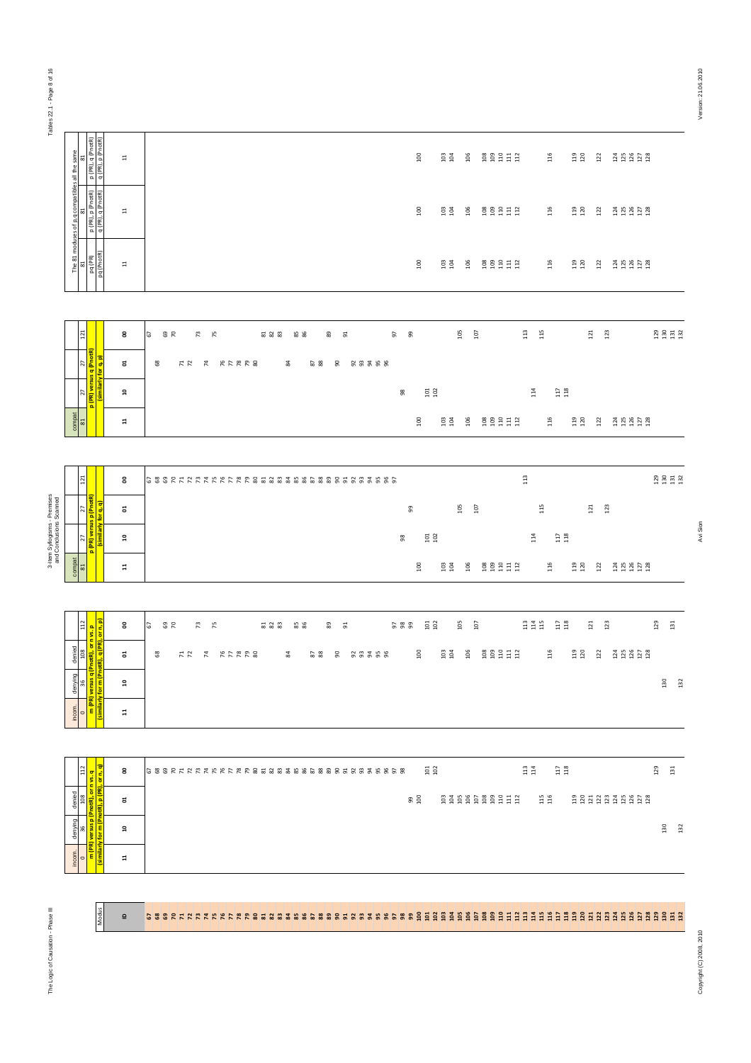# 3-Item Syllogisms - Premises and Conclusions Scanned

## m (PR) versus p (PnotR), or n vs. q (similarly for m (PnotR), p (PR), or n, q)

| ID | Category | Count | Moduses |
|---|---|---|---|
| 11 | incom. | 0 | |
| 10 | denying | 36 | 130, 132 |
| 01 | denied | 108 | 99, 100, 103, 104, 105, 106, 107, 108, 109, 110, 111, 112, 115, 116, 119, 120, 121, 122, 123, 124, 125, 126, 127, 128 |
| 00 | | 112 | 67, 68, 69, 70, 71, 72, 73, 74, 75, 76, 77, 78, 79, 80, 81, 82, 83, 84, 85, 86, 87, 88, 89, 90, 91, 92, 93, 94, 95, 96, 97, 98, 101, 102, 113, 114, 117, 118, 129, 131 |

## m (PR) versus q (PnotR), or n vs. p (similarly for m (PnotR), q (PR), or n, p)

| ID | Category | Count | Moduses |
|---|---|---|---|
| 11 | incom. | 0 | |
| 10 | denying | 36 | 130, 132 |
| 01 | denied | 108 | 68, 71, 72, 74, 76, 77, 78, 79, 80, 84, 87, 88, 90, 92, 93, 94, 95, 96, 100, 103, 104, 106, 108, 109, 110, 111, 112, 116, 119, 120, 122, 124, 125, 126, 127, 128 |
| 00 | | 112 | 67, 69, 70, 73, 75, 81, 82, 83, 85, 86, 89, 91, 97, 98, 99, 101, 102, 105, 107, 113, 114, 115, 117, 118, 121, 123, 129, 131 |

## p (PR) versus p (PnotR) (similarly for q, q)

| ID | Category | Count | Moduses |
|---|---|---|---|
| 11 | compat | 81 | 100, 103, 104, 106, 108, 109, 110, 111, 112, 116, 119, 120, 122, 124, 125, 126, 127, 128 |
| 10 | | 27 | 98, 101, 102, 114, 117, 118 |
| 01 | | 27 | 99, 105, 107, 115, 121, 123 |
| 00 | | 121 | 67, 68, 69, 70, 71, 72, 73, 74, 75, 76, 77, 78, 79, 80, 81, 82, 83, 84, 85, 86, 87, 88, 89, 90, 91, 92, 93, 94, 95, 96, 97, 113, 129, 130, 131, 132 |

## p (PR) versus q (PnotR) (similarly for q, p)

| ID | Category | Count | Moduses |
|---|---|---|---|
| 11 | compat | 81 | 100, 103, 104, 106, 108, 109, 110, 111, 112, 116, 119, 120, 122, 124, 125, 126, 127, 128 |
| 10 | | 27 | 98, 101, 102, 114, 117, 118 |
| 01 | | 27 | 68, 71, 72, 74, 76, 77, 78, 79, 80, 84, 87, 88, 90, 92, 93, 94, 95, 96 |
| 00 | | 121 | 67, 69, 70, 73, 75, 81, 82, 83, 85, 86, 89, 91, 97, 99, 105, 107, 113, 115, 121, 123, 129, 130, 131, 132 |

## The 81 moduses of p,q compatibles all the same

| Count | Item | ID | Moduses |
|---|---|---|---|
| 81 | pq (PR) / pq (PnotR) | 11 | 100, 103, 104, 106, 108, 109, 110, 111, 112, 116, 119, 120, 122, 124, 125, 126, 127, 128 |
| 81 | p (PR), p (PnotR) / q (PR), q (PnotR) | 11 | 100, 103, 104, 106, 108, 109, 110, 111, 112, 116, 119, 120, 122, 124, 125, 126, 127, 128 |
| 81 | p (PR), q (PnotR) / q (PR), p (PnotR) | 11 | 100, 103, 104, 106, 108, 109, 110, 111, 112, 116, 119, 120, 122, 124, 125, 126, 127, 128 |

Modus ID: 67–132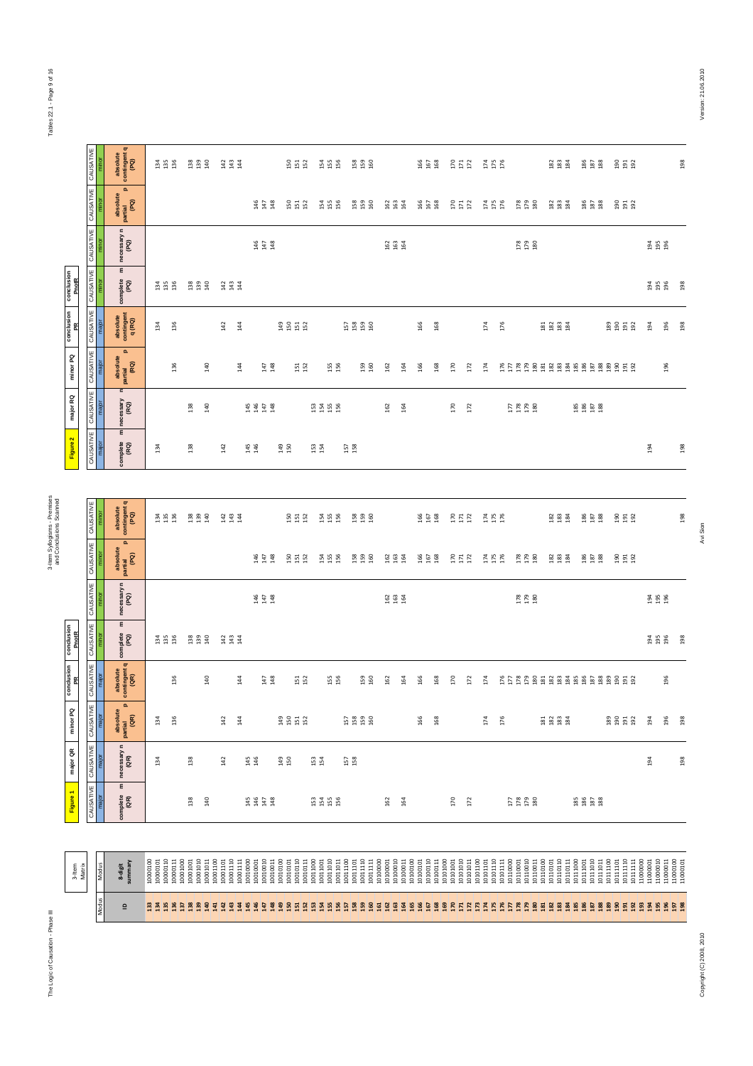| ID | 8-digit summary | Figure 1: major QR – CAUSATIVE major – complete m (QR) | major QR – CAUSATIVE major – necessary n (QR) | minor PQ – CAUSATIVE major – absolute partial p (QR) | conclusion PR – CAUSATIVE major – absolute contingent q (QR) | conclusion PnotR – CAUSATIVE minor – complete m (PQ) | CAUSATIVE minor – necessary n (PQ) | CAUSATIVE minor – absolute partial p (PQ) | CAUSATIVE minor – absolute contingent q (PQ) | Figure 2: major RQ – CAUSATIVE major – complete m (RQ) | minor PQ – CAUSATIVE major – necessary n (RQ) | conclusion PR – CAUSATIVE major – absolute partial p (RQ) | conclusion PnotR – CAUSATIVE major – absolute contingent q (RQ) | CAUSATIVE minor – complete m (PQ) | CAUSATIVE minor – necessary n (PQ) | CAUSATIVE minor – absolute partial p (PQ) | CAUSATIVE minor – absolute contingent q (PQ) |
|---|---|---|---|---|---|---|---|---|---|---|---|---|---|---|---|---|---|
| 133 | 10000100 | | | | | | | | | | | | | | | | |
| 134 | 10000101 | | 134 | 134 | | 134 | | | 134 | 134 | | | 134 | 134 | | | 134 |
| 135 | 10000110 | | | | | 135 | | | 135 | | | | | 135 | | | 135 |
| 136 | 10000111 | | | 136 | 136 | 136 | | | 136 | | | 136 | 136 | 136 | | | 136 |
| 137 | 10001000 | | | | | | | | | | | | | | | | |
| 138 | 10001001 | 138 | 138 | | | 138 | | | 138 | 138 | 138 | | | 138 | | | 138 |
| 139 | 10001010 | | | | | 139 | | | 139 | | | | | 139 | | | 139 |
| 140 | 10001011 | 140 | | | 140 | 140 | | | 140 | | 140 | 140 | | 140 | | | 140 |
| 141 | 10001100 | | | | | | | | | | | | | | | | |
| 142 | 10001101 | | 142 | 142 | | 142 | | | 142 | 142 | | | 142 | 142 | | | 142 |
| 143 | 10001110 | | | | | 143 | | | 143 | | | | | 143 | | | 143 |
| 144 | 10001111 | | | 144 | 144 | 144 | | | 144 | | | 144 | 144 | 144 | | | 144 |
| 145 | 10010000 | 145 | 145 | | | | | | | 145 | 145 | | | | | | |
| 146 | 10010001 | 146 | 146 | | | | 146 | 146 | | 146 | 146 | | | | 146 | 146 | |
| 147 | 10010010 | 147 | | | 147 | | 147 | 147 | | | 147 | 147 | | | 147 | 147 | |
| 148 | 10010011 | 148 | | | 148 | | 148 | 148 | | | 148 | 148 | | | 148 | 148 | |
| 149 | 10010100 | | 149 | 149 | | | | | | 149 | | | 149 | | | | |
| 150 | 10010101 | | 150 | 150 | | | | 150 | 150 | 150 | | | 150 | | | 150 | 150 |
| 151 | 10010110 | | | 151 | 151 | | | 151 | 151 | | | 151 | 151 | | | 151 | 151 |
| 152 | 10010111 | | | 152 | 152 | | | 152 | 152 | | | 152 | 152 | | | 152 | 152 |
| 153 | 10011000 | 153 | 153 | | | | | | | 153 | 153 | | | | | | |
| 154 | 10011001 | 154 | 154 | | | | | 154 | 154 | 154 | 154 | | | | | 154 | 154 |
| 155 | 10011010 | 155 | | | 155 | | | 155 | 155 | | 155 | 155 | | | | 155 | 155 |
| 156 | 10011011 | 156 | | | 156 | | | 156 | 156 | | 156 | 156 | | | | 156 | 156 |
| 157 | 10011100 | | 157 | 157 | | | | | | 157 | | | 157 | | | | |
| 158 | 10011101 | | 158 | 158 | | | | 158 | 158 | 158 | | | 158 | | | 158 | 158 |
| 159 | 10011110 | | | 159 | 159 | | | 159 | 159 | | | 159 | 159 | | | 159 | 159 |
| 160 | 10011111 | | | 160 | 160 | | | 160 | 160 | | | 160 | 160 | | | 160 | 160 |
| 161 | 10100000 | | | | | | | | | | | | | | | | |
| 162 | 10100001 | 162 | | | 162 | | 162 | 162 | | | 162 | 162 | | | 162 | 162 | |
| 163 | 10100010 | | | | | | 163 | 163 | | | | | | | 163 | 163 | |
| 164 | 10100011 | 164 | | | 164 | | 164 | 164 | | | 164 | 164 | | | 164 | 164 | |
| 165 | 10100100 | | | | | | | | | | | | | | | | |
| 166 | 10100101 | | | 166 | 166 | | | 166 | 166 | | | 166 | 166 | | | 166 | 166 |
| 167 | 10100110 | | | | | | | 167 | 167 | | | | | | | 167 | 167 |
| 168 | 10100111 | | | 168 | 168 | | | 168 | 168 | | | 168 | 168 | | | 168 | 168 |
| 169 | 10101000 | | | | | | | | | | | | | | | | |
| 170 | 10101001 | 170 | | | 170 | | | 170 | 170 | | 170 | 170 | | | | 170 | 170 |
| 171 | 10101010 | | | | | | | 171 | 171 | | | | | | | 171 | 171 |
| 172 | 10101011 | 172 | | | 172 | | | 172 | 172 | | 172 | 172 | | | | 172 | 172 |
| 173 | 10101100 | | | | | | | | | | | | | | | | |
| 174 | 10101101 | | | 174 | 174 | | | 174 | 174 | | | 174 | 174 | | | 174 | 174 |
| 175 | 10101110 | | | | | | | 175 | 175 | | | | | | | 175 | 175 |
| 176 | 10101111 | | | 176 | 176 | | | 176 | 176 | | | 176 | 176 | | | 176 | 176 |
| 177 | 10110000 | 177 | | | 177 | | | | | | 177 | 177 | | | | | |
| 178 | 10110001 | 178 | | | 178 | | 178 | 178 | | | 178 | 178 | | | 178 | 178 | |
| 179 | 10110010 | 179 | | | 179 | | 179 | 179 | | | 179 | 179 | | | 179 | 179 | |
| 180 | 10110011 | 180 | | | 180 | | 180 | 180 | | | 180 | 180 | | | 180 | 180 | |
| 181 | 10110100 | | | 181 | 181 | | | | | | | 181 | 181 | | | | |
| 182 | 10110101 | | | 182 | 182 | | | 182 | 182 | | | 182 | 182 | | | 182 | 182 |
| 183 | 10110110 | | | 183 | 183 | | | 183 | 183 | | | 183 | 183 | | | 183 | 183 |
| 184 | 10110111 | | | 184 | 184 | | | 184 | 184 | | | 184 | 184 | | | 184 | 184 |
| 185 | 10111000 | 185 | | | 185 | | | | | | 185 | 185 | | | | | |
| 186 | 10111001 | 186 | | | 186 | | | 186 | 186 | | 186 | 186 | | | | 186 | 186 |
| 187 | 10111010 | 187 | | | 187 | | | 187 | 187 | | 187 | 187 | | | | 187 | 187 |
| 188 | 10111011 | 188 | | | 188 | | | 188 | 188 | | 188 | 188 | | | | 188 | 188 |
| 189 | 10111100 | | | 189 | 189 | | | | | | | 189 | 189 | | | | |
| 190 | 10111101 | | | 190 | 190 | | | 190 | 190 | | | 190 | 190 | | | 190 | 190 |
| 191 | 10111110 | | | 191 | 191 | | | 191 | 191 | | | 191 | 191 | | | 191 | 191 |
| 192 | 10111111 | | | 192 | 192 | | | 192 | 192 | | | 192 | 192 | | | 192 | 192 |
| 193 | 11000000 | | | | | | | | | | | | | | | | |
| 194 | 11000001 | | 194 | 194 | | 194 | 194 | | | 194 | | | 194 | 194 | 194 | | |
| 195 | 11000010 | | | | | 195 | 195 | | | | | | | 195 | 195 | | |
| 196 | 11000011 | | | 196 | 196 | 196 | 196 | | | | | 196 | 196 | 196 | 196 | | |
| 197 | 11000100 | | | | | | | | | | | | | | | | |
| 198 | 11000101 | | 198 | 198 | | 198 | | | 198 | 198 | | | 198 | 198 | | | 198 |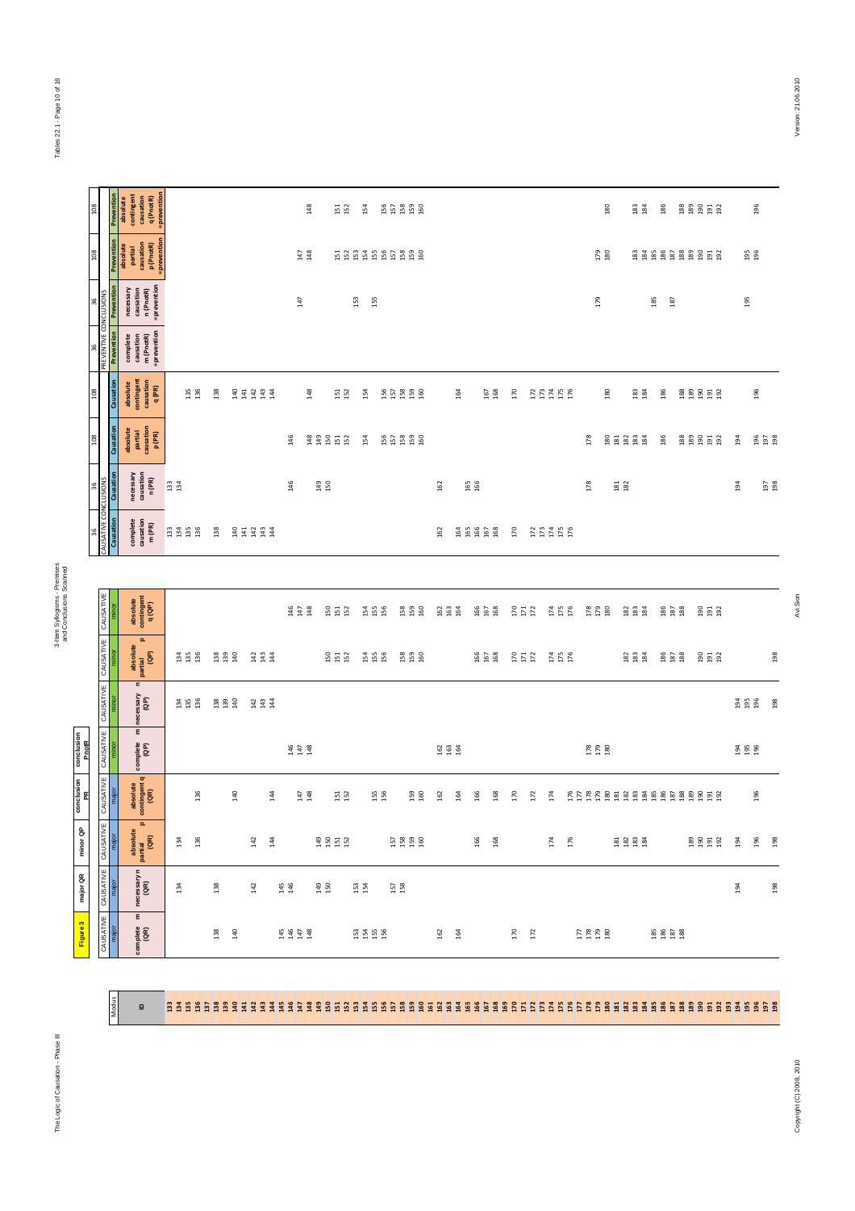Figure 3 — major QR, minor QP, conclusion PR, conclusion PnotR

| Modus | CAUSATIVE major | CAUSATIVE major | CAUSATIVE major | CAUSATIVE major | CAUSATIVE minor | CAUSATIVE minor | CAUSATIVE minor | CAUSATIVE minor | CAUSATIVE CONCLUSIONS | | | | PREVENTIVE CONCLUSIONS | | | |
|---|---|---|---|---|---|---|---|---|---|---|---|---|---|---|---|---|
| | | | | | | | | | 36 | 36 | 108 | 108 | 36 | 36 | 108 | 108 |
| | | | | | | | | | Causation | Causation | Causation | Causation | Prevention | Prevention | Prevention | Prevention |
| ID | complete m (QR) | necessary n (QR) | absolute partial p (QR) | absolute contingent q (QR) | complete m (QP) | necessary n (QP) | absolute partial p (QP) | absolute contingent q (QP) | complete causation m (PR) | necessary causation n (PR) | absolute partial causation p (PR) | absolute contingent causation q (PR) | complete causation m (PnotR) = prevention | necessary causation n (PnotR) = prevention | absolute partial causation p (PnotR) = prevention | absolute contingent causation q (PnotR) = prevention |
| 133 | | | | | | | | | 133 | 133 | | | | | | |
| 134 | | 134 | 134 | | | 134 | 134 | | 134 | 134 | | | | | | |
| 135 | | | | | | 135 | 135 | | 135 | | | 135 | | | | |
| 136 | | | 136 | 136 | | 136 | 136 | | 136 | | | 136 | | | | |
| 137 | | | | | | | | | | | | | | | | |
| 138 | 138 | 138 | | | | 138 | 138 | | 138 | | | 138 | | | | |
| 139 | | | | | | 139 | 139 | | | | | | | | | |
| 140 | 140 | | | 140 | | 140 | 140 | | 140 | | | 140 | | | | |
| 141 | | | | | | | | | 141 | | | 141 | | | | |
| 142 | | 142 | 142 | | | 142 | 142 | | 142 | | | 142 | | | | |
| 143 | | | | | | 143 | 143 | | 143 | | | 143 | | | | |
| 144 | | | 144 | 144 | | 144 | 144 | | 144 | | | 144 | | | | |
| 145 | 145 | 145 | | | | | | | | | | | | | | |
| 146 | 146 | 146 | | | 146 | | | 146 | | 146 | 146 | | | | | |
| 147 | 147 | | | 147 | 147 | | | 147 | | | | | | 147 | 147 | |
| 148 | 148 | | | 148 | 148 | | | 148 | | | 148 | 148 | | | 148 | 148 |
| 149 | | 149 | 149 | | | | | | | 149 | 149 | | | | | |
| 150 | | 150 | 150 | | | | 150 | 150 | | 150 | 150 | | | | | |
| 151 | | | 151 | 151 | | | 151 | 151 | | | 151 | 151 | | | 151 | 151 |
| 152 | | | 152 | 152 | | | 152 | 152 | | | 152 | 152 | | | 152 | 152 |
| 153 | 153 | 153 | | | | | | | | | | | | 153 | 153 | |
| 154 | 154 | 154 | | | | | 154 | 154 | | | 154 | 154 | | | 154 | 154 |
| 155 | 155 | | | 155 | | | 155 | 155 | | | | | | 155 | 155 | |
| 156 | 156 | | | 156 | | | 156 | 156 | | | 156 | 156 | | | 156 | 156 |
| 157 | | 157 | 157 | | | | | | | | 157 | 157 | | | 157 | 157 |
| 158 | | 158 | 158 | | | | 158 | 158 | | | 158 | 158 | | | 158 | 158 |
| 159 | | | 159 | 159 | | | 159 | 159 | | | 159 | 159 | | | 159 | 159 |
| 160 | | | 160 | 160 | | | 160 | 160 | | | 160 | 160 | | | 160 | 160 |
| 161 | | | | | | | | | | | | | | | | |
| 162 | 162 | | | 162 | 162 | | | 162 | 162 | 162 | | | | | | |
| 163 | | | | | 163 | | | 163 | | | | | | | | |
| 164 | 164 | | | 164 | 164 | | | 164 | 164 | | | 164 | | | | |
| 165 | | | | | | | | | 165 | 165 | | | | | | |
| 166 | | | 166 | 166 | | | 166 | 166 | 166 | 166 | | | | | | |
| 167 | | | | | | | 167 | 167 | 167 | | | 167 | | | | |
| 168 | | | 168 | 168 | | | 168 | 168 | 168 | | | 168 | | | | |
| 169 | | | | | | | | | | | | | | | | |
| 170 | 170 | | | 170 | | | 170 | 170 | 170 | | | 170 | | | | |
| 171 | | | | | | | 171 | 171 | | | | | | | | |
| 172 | 172 | | | 172 | | | 172 | 172 | 172 | | | 172 | | | | |
| 173 | | | | | | | | | 173 | | | 173 | | | | |
| 174 | | | 174 | 174 | | | 174 | 174 | 174 | | | 174 | | | | |
| 175 | | | | | | | 175 | 175 | 175 | | | 175 | | | | |
| 176 | | | 176 | 176 | | | 176 | 176 | 176 | | | 176 | | | | |
| 177 | 177 | | | 177 | | | | | | | | | | | | |
| 178 | 178 | | | 178 | 178 | | | 178 | | 178 | 178 | | | | | |
| 179 | 179 | | | 179 | 179 | | | 179 | | | | | | 179 | 179 | |
| 180 | 180 | | | 180 | 180 | | | 180 | | | 180 | 180 | | | 180 | 180 |
| 181 | | | 181 | 181 | | | | | | 181 | 181 | | | | | |
| 182 | | | 182 | 182 | | | 182 | 182 | | 182 | 182 | | | | | |
| 183 | | | 183 | 183 | | | 183 | 183 | | | 183 | 183 | | | 183 | 183 |
| 184 | | | 184 | 184 | | | 184 | 184 | | | 184 | 184 | | | 184 | 184 |
| 185 | 185 | | | 185 | | | | | | | | | | 185 | 185 | |
| 186 | 186 | | | 186 | | | 186 | 186 | | | 186 | 186 | | | 186 | 186 |
| 187 | 187 | | | 187 | | | 187 | 187 | | | | | | 187 | 187 | |
| 188 | 188 | | | 188 | | | 188 | 188 | | | 188 | 188 | | | 188 | 188 |
| 189 | | | 189 | 189 | | | | | | | 189 | 189 | | | 189 | 189 |
| 190 | | | 190 | 190 | | | 190 | 190 | | | 190 | 190 | | | 190 | 190 |
| 191 | | | 191 | 191 | | | 191 | 191 | | | 191 | 191 | | | 191 | 191 |
| 192 | | | 192 | 192 | | | 192 | 192 | | | 192 | 192 | | | 192 | 192 |
| 193 | | | | | | | | | | | | | | | | |
| 194 | | 194 | 194 | | 194 | 194 | | | | 194 | 194 | | | | | |
| 195 | | | | | 195 | 195 | | | | | | | | 195 | 195 | |
| 196 | | | 196 | 196 | 196 | 196 | | | | | 196 | 196 | | | 196 | 196 |
| 197 | | | | | | | | | | 197 | 197 | | | | | |
| 198 | | 198 | 198 | | | 198 | 198 | | | 198 | 198 | | | | | |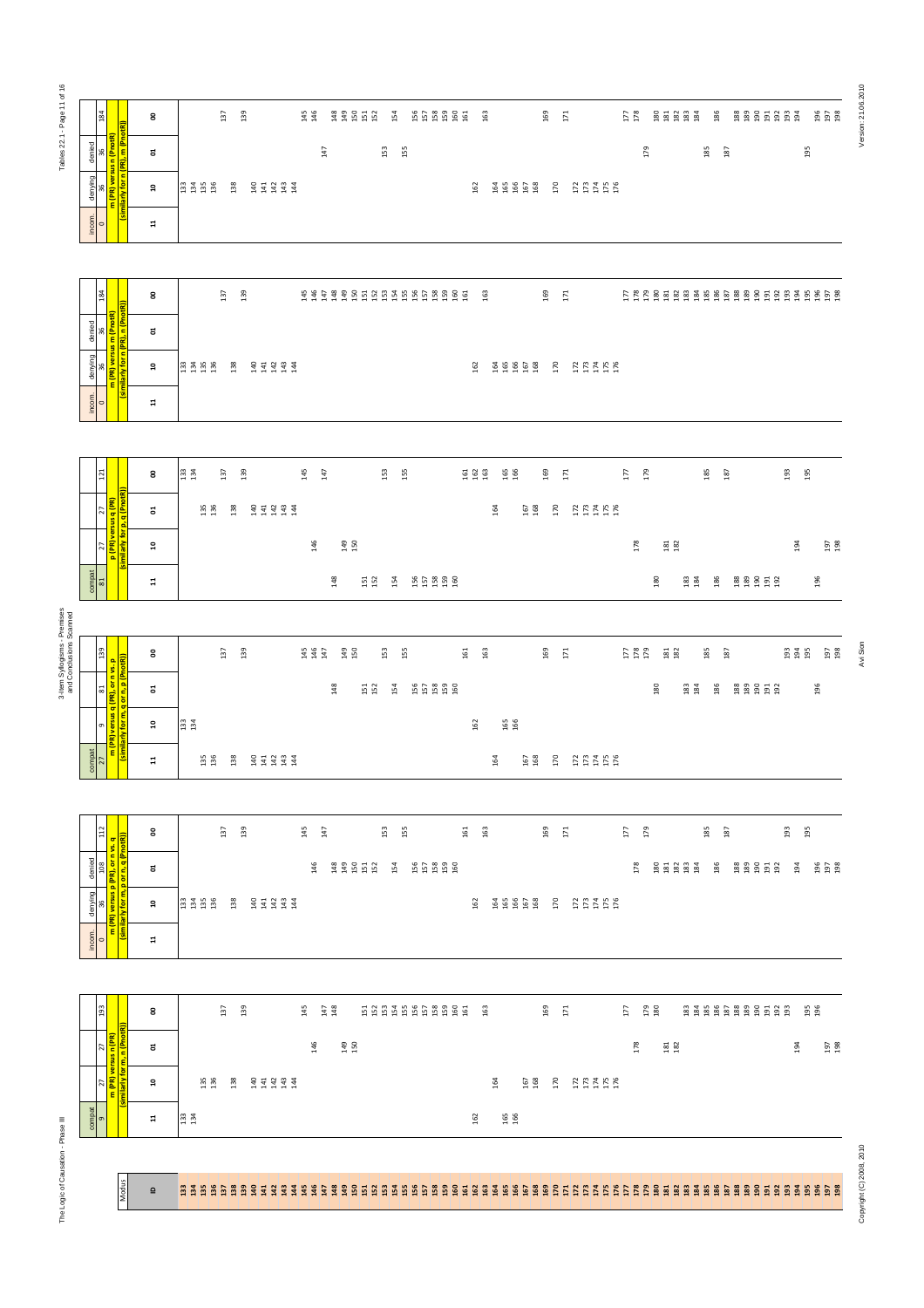**m (PR) versus n (PnotR)** (similarly for n (PR), m (PnotR))

| Row | Status | Count | Modus ID |
|---|---|---|---|
| 11 | incom. | 0 | |
| 10 | denying | 36 | 133, 134, 135, 136, 138, 140, 141, 142, 143, 144, 162, 164, 165, 166, 167, 168, 170, 172, 173, 174, 175, 176 |
| 01 | denied | 36 | 147, 153, 155, 179, 185, 187, 195 |
| 00 | | 184 | 137, 139, 145, 146, 148, 149, 150, 151, 152, 154, 156, 157, 158, 159, 160, 161, 163, 169, 171, 177, 178, 180, 181, 182, 183, 184, 186, 188, 189, 190, 191, 192, 193, 194, 196, 197, 198 |

**m (PR) versus m (PnotR)** (similarly for n (PR), n (PnotR))

| Row | Status | Count | Modus ID |
|---|---|---|---|
| 11 | incom. | 0 | |
| 10 | denying | 36 | 133, 134, 135, 136, 138, 140, 141, 142, 143, 144, 162, 164, 165, 166, 167, 168, 170, 172, 173, 174, 175, 176 |
| 01 | denied | 36 | |
| 00 | | 184 | 137, 139, 145, 146, 147, 148, 149, 150, 151, 152, 153, 154, 155, 156, 157, 158, 159, 160, 161, 163, 169, 171, 177, 178, 179, 180, 181, 182, 183, 184, 185, 186, 187, 188, 189, 190, 191, 192, 193, 194, 195, 196, 197, 198 |

**p (PR) versus q (PR)** (similarly for p, q (PnotR))

| Row | Status | Count | Modus ID |
|---|---|---|---|
| 11 | compat | 81 | 148, 151, 152, 154, 156, 157, 158, 159, 160, 180, 183, 184, 186, 188, 189, 190, 191, 192, 196 |
| 10 | | 27 | 146, 149, 150, 178, 181, 182, 194, 197, 198 |
| 01 | | 27 | 135, 136, 138, 140, 141, 142, 143, 144, 164, 167, 168, 170, 172, 173, 174, 175, 176 |
| 00 | | 121 | 133, 134, 137, 139, 145, 147, 153, 155, 161, 162, 163, 165, 166, 169, 171, 177, 179, 185, 187, 193, 195 |

**m (PR) versus q (PR), or n vs. p** (similarly for m, q or n, p (PnotR))

| Row | Status | Count | Modus ID |
|---|---|---|---|
| 11 | compat | 27 | 135, 136, 138, 140, 141, 142, 143, 144, 164, 167, 168, 170, 172, 173, 174, 175, 176 |
| 10 | | 9 | 133, 134, 162, 165, 166 |
| 01 | | 81 | 148, 151, 152, 154, 156, 157, 158, 159, 160, 180, 183, 184, 186, 188, 189, 190, 191, 192, 196 |
| 00 | | 139 | 137, 139, 145, 146, 147, 149, 150, 153, 155, 161, 163, 169, 171, 177, 178, 179, 181, 182, 185, 187, 193, 194, 195, 197, 198 |

**m (PR) versus p (PR), or n vs. q** (similarly for m, p or n, q (PnotR))

| Row | Status | Count | Modus ID |
|---|---|---|---|
| 11 | incom. | 0 | |
| 10 | denying | 36 | 133, 134, 135, 136, 138, 140, 141, 142, 143, 144, 162, 164, 165, 166, 167, 168, 170, 172, 173, 174, 175, 176 |
| 01 | denied | 108 | 146, 148, 149, 150, 151, 152, 154, 156, 157, 158, 159, 160, 178, 180, 181, 182, 183, 184, 186, 188, 189, 190, 191, 192, 194, 196, 197, 198 |
| 00 | | 112 | 137, 139, 145, 147, 153, 155, 161, 163, 169, 171, 177, 179, 185, 187, 193, 195 |

**m (PR) versus n (PR)** (similarly for m, n (PnotR))

| Row | Status | Count | Modus ID |
|---|---|---|---|
| 11 | compat | 9 | 133, 134, 162, 165, 166 |
| 10 | | 27 | 135, 136, 138, 140, 141, 142, 143, 144, 164, 167, 168, 170, 172, 173, 174, 175, 176 |
| 01 | | 27 | 146, 149, 150, 178, 181, 182, 194, 197, 198 |
| 00 | | 193 | 137, 139, 145, 147, 148, 151, 152, 153, 154, 155, 156, 157, 158, 159, 160, 161, 163, 169, 171, 177, 179, 180, 183, 184, 185, 186, 187, 188, 189, 190, 191, 192, 193, 195, 196 |

Modus ID: 133–198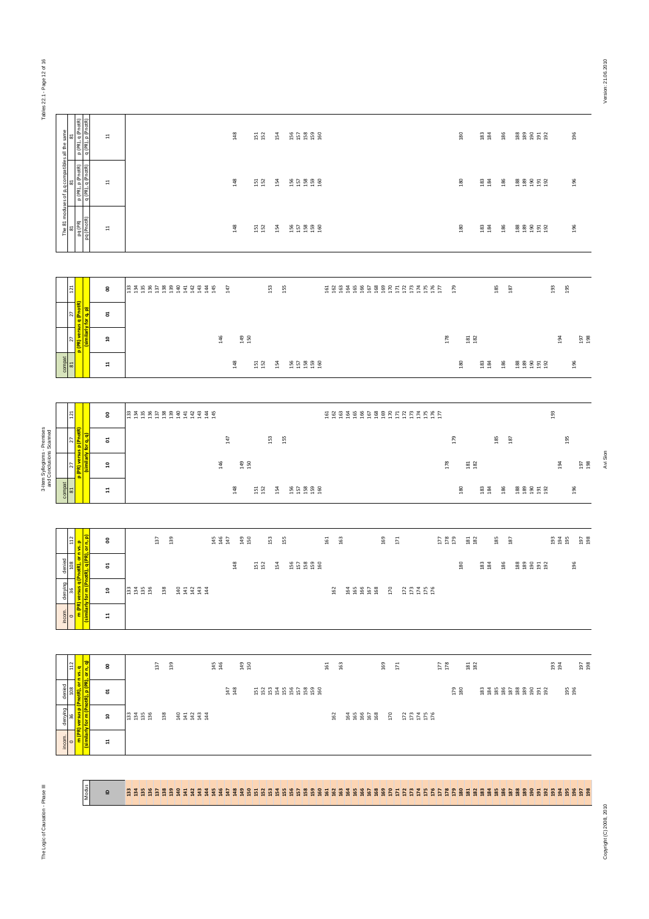| Modus | m (PR) versus p (PnotR), or m vs. q (similarly for m (PnotR), p (PR), or n, q) | m (PR) versus q (PnotR), or n vs. p (similarly for m (PnotR), q (PR), or n, p) | p (PR) versus p (PnotR) (similarly for q, q) | p (PR) versus q (PnotR) (similarly for q, p) | The 81 moduses of p,q compatibles all the same: pq (PR) / pq (PnotR) | p (PR), p (PnotR) / q (PR), q (PnotR) | p (PR), q (PnotR) / q (PR), p (PnotR) |
|---|---|---|---|---|---|---|---|
| | incom. 0 (11); denying 36 (10); denied 108 (01); 112 (00) | incom. 0 (11); denying 36 (10); denied 108 (01); 112 (00) | compat 81 (11); 27 (10); 27 (01); 121 (00) | compat 81 (11); 27 (10); 27 (01); 121 (00) | 81 (11) | 81 (11) | 81 (11) |
| 133 | 10 | 10 | 00 | 00 | | | |
| 134 | 10 | 10 | 00 | 00 | | | |
| 135 | 10 | 10 | 00 | 00 | | | |
| 136 | 10 | 10 | 00 | 00 | | | |
| 137 | 00 | 00 | 00 | 00 | | | |
| 138 | 10 | 10 | 00 | 00 | | | |
| 139 | 00 | 00 | 00 | 00 | | | |
| 140 | 10 | 10 | 00 | 00 | | | |
| 141 | 10 | 10 | 00 | 00 | | | |
| 142 | 10 | 10 | 00 | 00 | | | |
| 143 | 10 | 10 | 00 | 00 | | | |
| 144 | 10 | 10 | 00 | 00 | | | |
| 145 | 00 | 00 | 00 | 00 | | | |
| 146 | 00 | 00 | 10 | 10 | | | |
| 147 | 01 | 00 | 01 | 00 | | | |
| 148 | 01 | 01 | 11 | 11 | 11 | 11 | 11 |
| 149 | 00 | 00 | 10 | 10 | | | |
| 150 | 00 | 00 | 10 | 10 | | | |
| 151 | 01 | 01 | 11 | 11 | 11 | 11 | 11 |
| 152 | 01 | 01 | 11 | 11 | 11 | 11 | 11 |
| 153 | 01 | 00 | 01 | 00 | | | |
| 154 | 01 | 01 | 11 | 11 | 11 | 11 | 11 |
| 155 | 01 | 00 | 01 | 00 | | | |
| 156 | 01 | 01 | 11 | 11 | 11 | 11 | 11 |
| 157 | 01 | 01 | 11 | 11 | 11 | 11 | 11 |
| 158 | 01 | 01 | 11 | 11 | 11 | 11 | 11 |
| 159 | 01 | 01 | 11 | 11 | 11 | 11 | 11 |
| 160 | 01 | 01 | 11 | 11 | 11 | 11 | 11 |
| 161 | 00 | 00 | 00 | 00 | | | |
| 162 | 10 | 10 | 00 | 00 | | | |
| 163 | 00 | 00 | 00 | 00 | | | |
| 164 | 10 | 10 | 00 | 00 | | | |
| 165 | 10 | 10 | 00 | 00 | | | |
| 166 | 10 | 10 | 00 | 00 | | | |
| 167 | 10 | 10 | 00 | 00 | | | |
| 168 | 10 | 10 | 00 | 00 | | | |
| 169 | 00 | 00 | 00 | 00 | | | |
| 170 | 10 | 10 | 00 | 00 | | | |
| 171 | 00 | 00 | 00 | 00 | | | |
| 172 | 10 | 10 | 00 | 00 | | | |
| 173 | 10 | 10 | 00 | 00 | | | |
| 174 | 10 | 10 | 00 | 00 | | | |
| 175 | 10 | 10 | 00 | 00 | | | |
| 176 | 10 | 10 | 00 | 00 | | | |
| 177 | 00 | 00 | 00 | 00 | | | |
| 178 | 00 | 00 | 10 | 10 | | | |
| 179 | 01 | 00 | 01 | 00 | | | |
| 180 | 01 | 01 | 11 | 11 | 11 | 11 | 11 |
| 181 | 00 | 00 | 10 | 10 | | | |
| 182 | 00 | 00 | 10 | 10 | | | |
| 183 | 01 | 01 | 11 | 11 | 11 | 11 | 11 |
| 184 | 01 | 01 | 11 | 11 | 11 | 11 | 11 |
| 185 | 01 | 00 | 01 | 00 | | | |
| 186 | 01 | 01 | 11 | 11 | 11 | 11 | 11 |
| 187 | 01 | 00 | 01 | 00 | | | |
| 188 | 01 | 01 | 11 | 11 | 11 | 11 | 11 |
| 189 | 01 | 01 | 11 | 11 | 11 | 11 | 11 |
| 190 | 01 | 01 | 11 | 11 | 11 | 11 | 11 |
| 191 | 01 | 01 | 11 | 11 | 11 | 11 | 11 |
| 192 | 01 | 01 | 11 | 11 | 11 | 11 | 11 |
| 193 | 00 | 00 | 00 | 00 | | | |
| 194 | 00 | 00 | 10 | 10 | | | |
| 195 | 01 | 00 | 01 | 00 | | | |
| 196 | 01 | 01 | 11 | 11 | 11 | 11 | 11 |
| 197 | 00 | 00 | 10 | 10 | | | |
| 198 | 00 | 00 | 10 | 10 | | | |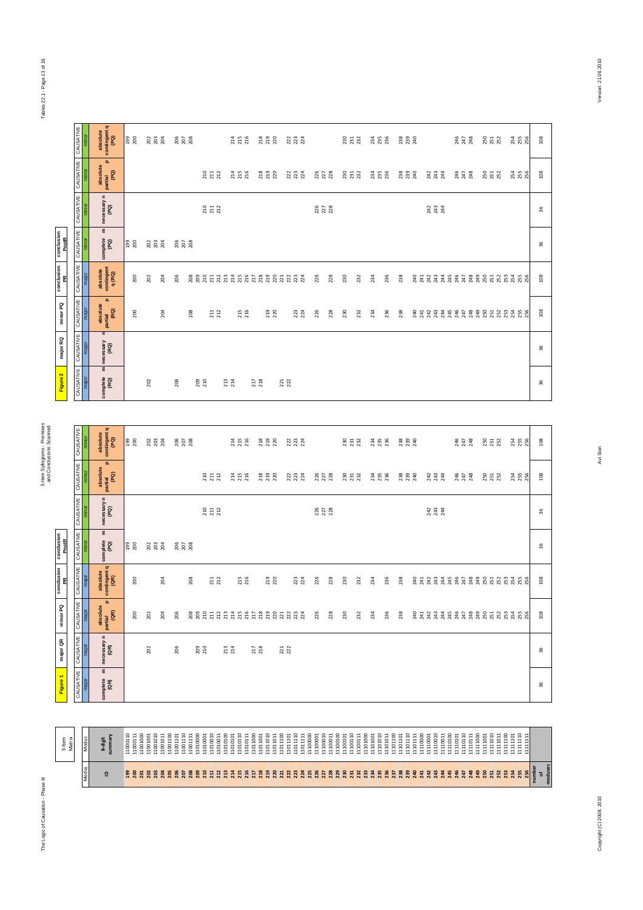## Figure 1

| Modus ID | Modus 8-digit summary | complete m (QR) | necessary n (QR) | absolute partial p (QR) | absolute contingent q (QR) | complete m (PQ) | necessary n (PQ) | absolute partial p (PQ) | absolute contingent q (PQ) |
|---|---|---|---|---|---|---|---|---|---|
| | | CAUSATIVE | CAUSATIVE | CAUSATIVE | CAUSATIVE | CAUSATIVE | CAUSATIVE | CAUSATIVE | CAUSATIVE |
| | | major | major | major | major | minor | minor | minor | minor |
| | | major QR | | minor PQ | | conclusion PR | | conclusion PnotR | |
| 199 | 11000110 | | | | | 199 | | | 199 |
| 200 | 11000111 | | | 200 | 200 | 200 | | | 200 |
| 201 | 11001000 | | | | | | | | |
| 202 | 11001001 | | 202 | 202 | | 202 | | | 202 |
| 203 | 11001010 | | | | | 203 | | | 203 |
| 204 | 11001011 | | | 204 | 204 | 204 | | | 204 |
| 205 | 11001100 | | | | | | | | |
| 206 | 11001101 | | 206 | 206 | | 206 | | | 206 |
| 207 | 11001110 | | | | | 207 | | | 207 |
| 208 | 11001111 | | | 208 | 208 | 208 | | | 208 |
| 209 | 11010000 | | 209 | 209 | | | | | |
| 210 | 11010001 | | 210 | 210 | | | 210 | 210 | |
| 211 | 11010010 | | | 211 | 211 | | 211 | 211 | |
| 212 | 11010011 | | | 212 | 212 | | 212 | 212 | |
| 213 | 11010100 | | 213 | 213 | | | | | |
| 214 | 11010101 | | 214 | 214 | | | | 214 | 214 |
| 215 | 11010110 | | | 215 | 215 | | | 215 | 215 |
| 216 | 11010111 | | | 216 | 216 | | | 216 | 216 |
| 217 | 11011000 | | 217 | 217 | | | | | |
| 218 | 11011001 | | 218 | 218 | | | | 218 | 218 |
| 219 | 11011010 | | | 219 | 219 | | | 219 | 219 |
| 220 | 11011011 | | | 220 | 220 | | | 220 | 220 |
| 221 | 11011100 | | 221 | 221 | | | | | |
| 222 | 11011101 | | 222 | 222 | | | | 222 | 222 |
| 223 | 11011110 | | | 223 | 223 | | | 223 | 223 |
| 224 | 11011111 | | | 224 | 224 | | | 224 | 224 |
| 225 | 11100000 | | | | | | | | |
| 226 | 11100001 | | | 226 | 226 | | 226 | 226 | |
| 227 | 11100010 | | | | | | 227 | 227 | |
| 228 | 11100011 | | | 228 | 228 | | 228 | 228 | |
| 229 | 11100100 | | | | | | | | |
| 230 | 11100101 | | | 230 | 230 | | | 230 | 230 |
| 231 | 11100110 | | | | | | | 231 | 231 |
| 232 | 11100111 | | | 232 | 232 | | | 232 | 232 |
| 233 | 11101000 | | | | | | | | |
| 234 | 11101001 | | | 234 | 234 | | | 234 | 234 |
| 235 | 11101010 | | | | | | | 235 | 235 |
| 236 | 11101011 | | | 236 | 236 | | | 236 | 236 |
| 237 | 11101100 | | | | | | | | |
| 238 | 11101101 | | | 238 | 238 | | | 238 | 238 |
| 239 | 11101110 | | | | | | | 239 | 239 |
| 240 | 11101111 | | | 240 | 240 | | | 240 | 240 |
| 241 | 11110000 | | | 241 | 241 | | | | |
| 242 | 11110001 | | | 242 | 242 | | 242 | 242 | |
| 243 | 11110010 | | | 243 | 243 | | 243 | 243 | |
| 244 | 11110011 | | | 244 | 244 | | 244 | 244 | |
| 245 | 11110100 | | | 245 | 245 | | | | |
| 246 | 11110101 | | | 246 | 246 | | | 246 | 246 |
| 247 | 11110110 | | | 247 | 247 | | | 247 | 247 |
| 248 | 11110111 | | | 248 | 248 | | | 248 | 248 |
| 249 | 11111000 | | | 249 | 249 | | | | |
| 250 | 11111001 | | | 250 | 250 | | | 250 | 250 |
| 251 | 11111010 | | | 251 | 251 | | | 251 | 251 |
| 252 | 11111011 | | | 252 | 252 | | | 252 | 252 |
| 253 | 11111100 | | | 253 | 253 | | | | |
| 254 | 11111101 | | | 254 | 254 | | | 254 | 254 |
| 255 | 11111110 | | | 255 | 255 | | | 255 | 255 |
| 256 | 11111111 | | | 256 | 256 | | | 256 | 256 |
| number of moduses | | 36 | 36 | 108 | 108 | 36 | 36 | 108 | 108 |

## Figure 2

| Modus ID | Modus 8-digit summary | complete m (RQ) | necessary n (RQ) | absolute partial p (RQ) | absolute contingent q (RQ) | complete m (PQ) | necessary n (PQ) | absolute partial p (PQ) | absolute contingent q (PQ) |
|---|---|---|---|---|---|---|---|---|---|
| | | CAUSATIVE | CAUSATIVE | CAUSATIVE | CAUSATIVE | CAUSATIVE | CAUSATIVE | CAUSATIVE | CAUSATIVE |
| | | major | major | major | major | minor | minor | minor | minor |
| | | major RQ | | minor PQ | | conclusion PR | | conclusion PnotR | |
| 199 | 11000110 | | | | | 199 | | | 199 |
| 200 | 11000111 | | | 200 | 200 | 200 | | | 200 |
| 201 | 11001000 | | | | | | | | |
| 202 | 11001001 | 202 | | | 202 | 202 | | | 202 |
| 203 | 11001010 | | | | | 203 | | | 203 |
| 204 | 11001011 | | | 204 | 204 | 204 | | | 204 |
| 205 | 11001100 | | | | | | | | |
| 206 | 11001101 | 206 | | | 206 | 206 | | | 206 |
| 207 | 11001110 | | | | | 207 | | | 207 |
| 208 | 11001111 | | | 208 | 208 | 208 | | | 208 |
| 209 | 11010000 | 209 | | | 209 | | | | |
| 210 | 11010001 | 210 | | | 210 | | 210 | 210 | |
| 211 | 11010010 | | | 211 | 211 | | 211 | 211 | |
| 212 | 11010011 | | | 212 | 212 | | 212 | 212 | |
| 213 | 11010100 | 213 | | | 213 | | | | |
| 214 | 11010101 | 214 | | | 214 | | | 214 | 214 |
| 215 | 11010110 | | | 215 | 215 | | | 215 | 215 |
| 216 | 11010111 | | | 216 | 216 | | | 216 | 216 |
| 217 | 11011000 | 217 | | | 217 | | | | |
| 218 | 11011001 | 218 | | | 218 | | | 218 | 218 |
| 219 | 11011010 | | | 219 | 219 | | | 219 | 219 |
| 220 | 11011011 | | | 220 | 220 | | | 220 | 220 |
| 221 | 11011100 | 221 | | | 221 | | | | |
| 222 | 11011101 | 222 | | | 222 | | | 222 | 222 |
| 223 | 11011110 | | | 223 | 223 | | | 223 | 223 |
| 224 | 11011111 | | | 224 | 224 | | | 224 | 224 |
| 225 | 11100000 | | | | | | | | |
| 226 | 11100001 | | | 226 | 226 | | 226 | 226 | |
| 227 | 11100010 | | | | | | 227 | 227 | |
| 228 | 11100011 | | | 228 | 228 | | 228 | 228 | |
| 229 | 11100100 | | | | | | | | |
| 230 | 11100101 | | | 230 | 230 | | | 230 | 230 |
| 231 | 11100110 | | | | | | | 231 | 231 |
| 232 | 11100111 | | | 232 | 232 | | | 232 | 232 |
| 233 | 11101000 | | | | | | | | |
| 234 | 11101001 | | | 234 | 234 | | | 234 | 234 |
| 235 | 11101010 | | | | | | | 235 | 235 |
| 236 | 11101011 | | | 236 | 236 | | | 236 | 236 |
| 237 | 11101100 | | | | | | | | |
| 238 | 11101101 | | | 238 | 238 | | | 238 | 238 |
| 239 | 11101110 | | | | | | | 239 | 239 |
| 240 | 11101111 | | | 240 | 240 | | | 240 | 240 |
| 241 | 11110000 | | | 241 | 241 | | | | |
| 242 | 11110001 | | | 242 | 242 | | 242 | 242 | |
| 243 | 11110010 | | | 243 | 243 | | 243 | 243 | |
| 244 | 11110011 | | | 244 | 244 | | 244 | 244 | |
| 245 | 11110100 | | | 245 | 245 | | | | |
| 246 | 11110101 | | | 246 | 246 | | | 246 | 246 |
| 247 | 11110110 | | | 247 | 247 | | | 247 | 247 |
| 248 | 11110111 | | | 248 | 248 | | | 248 | 248 |
| 249 | 11111000 | | | 249 | 249 | | | | |
| 250 | 11111001 | | | 250 | 250 | | | 250 | 250 |
| 251 | 11111010 | | | 251 | 251 | | | 251 | 251 |
| 252 | 11111011 | | | 252 | 252 | | | 252 | 252 |
| 253 | 11111100 | | | 253 | 253 | | | | |
| 254 | 11111101 | | | 254 | 254 | | | 254 | 254 |
| 255 | 11111110 | | | 255 | 255 | | | 255 | 255 |
| 256 | 11111111 | | | 256 | 256 | | | 256 | 256 |
| number of moduses | | 36 | 36 | 108 | 108 | 36 | 36 | 108 | 108 |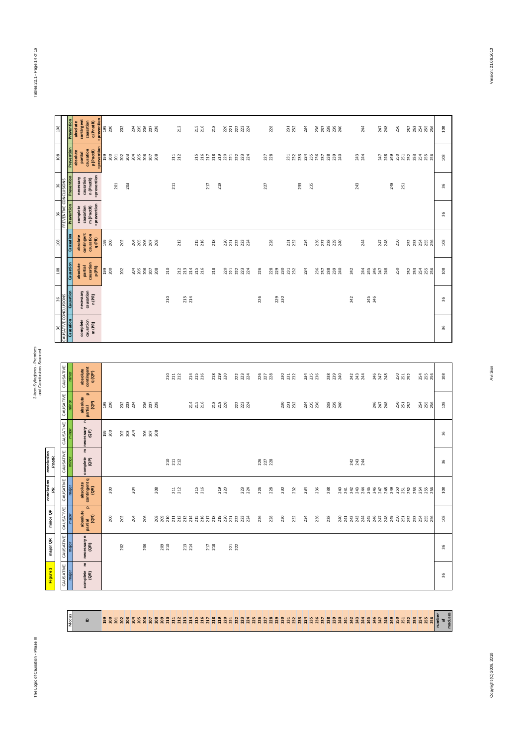**Figure 3** — major QR, minor QP, conclusion PR, conclusion PnotR

| Modus | major QR | | | | minor QP | | | | CAUSATIVE CONCLUSIONS (conclusion PR) | | | | PREVENTIVE CONCLUSIONS (conclusion PnotR) | | | |
|---|---|---|---|---|---|---|---|---|---|---|---|---|---|---|---|---|
| | CAUSATIVE major | CAUSATIVE major | CAUSATIVE major | CAUSATIVE major | CAUSATIVE minor | CAUSATIVE minor | CAUSATIVE minor | CAUSATIVE minor | Causation | Causation | Causation | Causation | Prevention | Prevention | Prevention | Prevention |
| ID | complete m (QR) | necessary n (QR) | absolute partial p (QR) | absolute contingent q (QR) | complete m (QP) | necessary n (QP) | absolute partial p (QP) | absolute contingent q (QP) | complete causation m (PR) | necessary causation n (PR) | absolute partial causation p (PR) | absolute contingent causation q (PR) | complete causation m (PnotR) =prevention | necessary causation n (PnotR) =prevention | absolute partial causation p (PnotR) =prevention | absolute contingent causation q (PnotR) =prevention |
| 199 | | | | | | 199 | 199 | | | | 199 | 199 | | | 199 | 199 |
| 200 | | | 200 | 200 | | 200 | 200 | | | | 200 | 200 | | | 200 | 200 |
| 201 | | | | | | | | | | | | | | 201 | 201 | |
| 202 | | 202 | 202 | | | 202 | 202 | | | | 202 | 202 | | | 202 | 202 |
| 203 | | | | | | 203 | 203 | | | | | | | 203 | 203 | |
| 204 | | | 204 | 204 | | 204 | 204 | | | | 204 | 204 | | | 204 | 204 |
| 205 | | | | | | | | | | | 205 | 205 | | | 205 | 205 |
| 206 | | 206 | 206 | | | 206 | 206 | | | | 206 | 206 | | | 206 | 206 |
| 207 | | | | | | 207 | 207 | | | | 207 | 207 | | | 207 | 207 |
| 208 | | | 208 | 208 | | 208 | 208 | | | | 208 | 208 | | | 208 | 208 |
| 209 | | 209 | 209 | | | | | | | | | | | | | |
| 210 | | 210 | 210 | | 210 | | | 210 | | 210 | 210 | | | | | |
| 211 | | | 211 | 211 | 211 | | | 211 | | | | | | 211 | 211 | |
| 212 | | | 212 | 212 | 212 | | | 212 | | | 212 | 212 | | | 212 | 212 |
| 213 | | 213 | 213 | | | | | | | 213 | 213 | | | | | |
| 214 | | 214 | 214 | | | | 214 | 214 | | 214 | 214 | | | | | |
| 215 | | | 215 | 215 | | | 215 | 215 | | | 215 | 215 | | | 215 | 215 |
| 216 | | | 216 | 216 | | | 216 | 216 | | | 216 | 216 | | | 216 | 216 |
| 217 | | 217 | 217 | | | | | | | | | | | 217 | 217 | |
| 218 | | 218 | 218 | | | | 218 | 218 | | | 218 | 218 | | | 218 | 218 |
| 219 | | | 219 | 219 | | | 219 | 219 | | | | | | 219 | 219 | |
| 220 | | | 220 | 220 | | | 220 | 220 | | | 220 | 220 | | | 220 | 220 |
| 221 | | 221 | 221 | | | | | | | | 221 | 221 | | | 221 | 221 |
| 222 | | 222 | 222 | | | | 222 | 222 | | | 222 | 222 | | | 222 | 222 |
| 223 | | | 223 | 223 | | | 223 | 223 | | | 223 | 223 | | | 223 | 223 |
| 224 | | | 224 | 224 | | | 224 | 224 | | | 224 | 224 | | | 224 | 224 |
| 225 | | | | | | | | | | | | | | | | |
| 226 | | | 226 | 226 | 226 | | | 226 | | 226 | 226 | | | | | |
| 227 | | | | | 227 | | | 227 | | | | | | 227 | 227 | |
| 228 | | | 228 | 228 | 228 | | | 228 | | | 228 | 228 | | | 228 | 228 |
| 229 | | | | | | | | | | 229 | 229 | | | | | |
| 230 | | | 230 | 230 | | | 230 | 230 | | 230 | 230 | | | | | |
| 231 | | | | | | | 231 | 231 | | | 231 | 231 | | | 231 | 231 |
| 232 | | | 232 | 232 | | | 232 | 232 | | | 232 | 232 | | | 232 | 232 |
| 233 | | | | | | | | | | | | | | 233 | 233 | |
| 234 | | | 234 | 234 | | | 234 | 234 | | | 234 | 234 | | | 234 | 234 |
| 235 | | | | | | | 235 | 235 | | | | | | 235 | 235 | |
| 236 | | | 236 | 236 | | | 236 | 236 | | | 236 | 236 | | | 236 | 236 |
| 237 | | | | | | | | | | | 237 | 237 | | | 237 | 237 |
| 238 | | | 238 | 238 | | | 238 | 238 | | | 238 | 238 | | | 238 | 238 |
| 239 | | | | | | | 239 | 239 | | | 239 | 239 | | | 239 | 239 |
| 240 | | | 240 | 240 | | | 240 | 240 | | | 240 | 240 | | | 240 | 240 |
| 241 | | | 241 | 241 | | | | | | | | | | | | |
| 242 | | | 242 | 242 | 242 | | | 242 | | 242 | 242 | | | | | |
| 243 | | | 243 | 243 | 243 | | | 243 | | | | | | 243 | 243 | |
| 244 | | | 244 | 244 | 244 | | | 244 | | | 244 | 244 | | | 244 | 244 |
| 245 | | | 245 | 245 | | | | | | 245 | 245 | | | | | |
| 246 | | | 246 | 246 | | | 246 | 246 | | 246 | 246 | | | | | |
| 247 | | | 247 | 247 | | | 247 | 247 | | | 247 | 247 | | | 247 | 247 |
| 248 | | | 248 | 248 | | | 248 | 248 | | | 248 | 248 | | | 248 | 248 |
| 249 | | | 249 | 249 | | | | | | | | | | 249 | 249 | |
| 250 | | | 250 | 250 | | | 250 | 250 | | | 250 | 250 | | | 250 | 250 |
| 251 | | | 251 | 251 | | | 251 | 251 | | | | | | 251 | 251 | |
| 252 | | | 252 | 252 | | | 252 | 252 | | | 252 | 252 | | | 252 | 252 |
| 253 | | | 253 | 253 | | | | | | | 253 | 253 | | | 253 | 253 |
| 254 | | | 254 | 254 | | | 254 | 254 | | | 254 | 254 | | | 254 | 254 |
| 255 | | | 255 | 255 | | | 255 | 255 | | | 255 | 255 | | | 255 | 255 |
| 256 | | | 256 | 256 | | | 256 | 256 | | | 256 | 256 | | | 256 | 256 |
| number of moduses | 36 | 36 | 108 | 108 | 36 | 36 | 108 | 108 | 36 | 36 | 108 | 108 | 36 | 36 | 108 | 108 |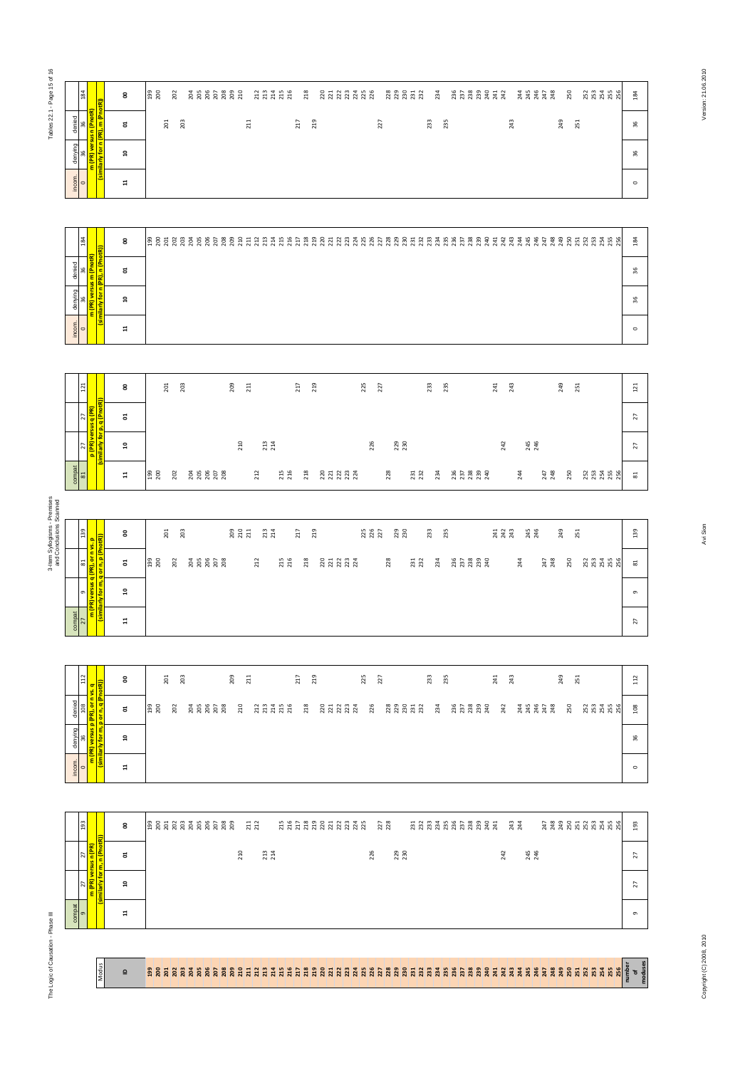| Modus | m (PR) versus n (PR) (similarly for m, n (PhotR)) | | | | m (PR) versus p (PR), or n vs. q (similarly for m, p or n, q (PhotR)) | | | | m (PR) versus q (PR), or n vs. p (similarly for m, q or n, p (PhotR)) | | | | p (PR) versus q (PR) (similarly for p, q (PhotR)) | | | | m (PR) versus m (PhotR) (similarly for n (PR), n (PhotR)) | | | | m (PR) versus n (PhotR) (similarly for n (PR), m (PhotR)) | | | |
|---|---|---|---|---|---|---|---|---|---|---|---|---|---|---|---|---|---|---|---|---|---|---|---|---|
| | compat | | | | incom. | denying | denied | | compat | | | | compat | | | | incom. | denying | denied | | incom. | denying | denied | |
| | 9 | 27 | 27 | 193 | 0 | 36 | 108 | 112 | 27 | 9 | 81 | 139 | 81 | 27 | 27 | 121 | 0 | 36 | 36 | 184 | 0 | 36 | 36 | 184 |
| ID | 11 | 10 | 01 | 00 | 11 | 10 | 01 | 00 | 11 | 10 | 01 | 00 | 11 | 10 | 01 | 00 | 11 | 10 | 01 | 00 | 11 | 10 | 01 | 00 |
| 199 | | | | 199 | | | 199 | | | | 199 | | 199 | | | | | | | 199 | | | | 199 |
| 200 | | | | 200 | | | 200 | | | | 200 | | 200 | | | | | | | 200 | | | | 200 |
| 201 | | | | 201 | | | | 201 | | | | 201 | | | | 201 | | | | 201 | | | 201 | |
| 202 | | | | 202 | | | 202 | | | | 202 | | 202 | | | | | | | 202 | | | | 202 |
| 203 | | | | 203 | | | | 203 | | | | 203 | | | | 203 | | | | 203 | | | 203 | |
| 204 | | | | 204 | | | 204 | | | | 204 | | 204 | | | | | | | 204 | | | | 204 |
| 205 | | | | 205 | | | 205 | | | | 205 | | 205 | | | | | | | 205 | | | | 205 |
| 206 | | | | 206 | | | 206 | | | | 206 | | 206 | | | | | | | 206 | | | | 206 |
| 207 | | | | 207 | | | 207 | | | | 207 | | 207 | | | | | | | 207 | | | | 207 |
| 208 | | | | 208 | | | 208 | | | | 208 | | 208 | | | | | | | 208 | | | | 208 |
| 209 | | | | 209 | | | | 209 | | | | 209 | | | | 209 | | | | 209 | | | | 209 |
| 210 | | | 210 | | | | 210 | | | | | 210 | | 210 | | | | | | 210 | | | | 210 |
| 211 | | | | 211 | | | | 211 | | | | 211 | | | | 211 | | | | 211 | | | 211 | |
| 212 | | | | 212 | | | 212 | | | | 212 | | 212 | | | | | | | 212 | | | | 212 |
| 213 | | | 213 | | | | 213 | | | | | 213 | | 213 | | | | | | 213 | | | | 213 |
| 214 | | | 214 | | | | 214 | | | | | 214 | | 214 | | | | | | 214 | | | | 214 |
| 215 | | | | 215 | | | 215 | | | | 215 | | 215 | | | | | | | 215 | | | | 215 |
| 216 | | | | 216 | | | 216 | | | | 216 | | 216 | | | | | | | 216 | | | | 216 |
| 217 | | | | 217 | | | | 217 | | | | 217 | | | | 217 | | | | 217 | | | 217 | |
| 218 | | | | 218 | | | 218 | | | | 218 | | 218 | | | | | | | 218 | | | | 218 |
| 219 | | | | 219 | | | | 219 | | | | 219 | | | | 219 | | | | 219 | | | 219 | |
| 220 | | | | 220 | | | 220 | | | | 220 | | 220 | | | | | | | 220 | | | | 220 |
| 221 | | | | 221 | | | 221 | | | | 221 | | 221 | | | | | | | 221 | | | | 221 |
| 222 | | | | 222 | | | 222 | | | | 222 | | 222 | | | | | | | 222 | | | | 222 |
| 223 | | | | 223 | | | 223 | | | | 223 | | 223 | | | | | | | 223 | | | | 223 |
| 224 | | | | 224 | | | 224 | | | | 224 | | 224 | | | | | | | 224 | | | | 224 |
| 225 | | | | 225 | | | | 225 | | | | 225 | | | | 225 | | | | 225 | | | | 225 |
| 226 | | | 226 | | | | 226 | | | | | 226 | | 226 | | | | | | 226 | | | | 226 |
| 227 | | | | 227 | | | | 227 | | | | 227 | | | | 227 | | | | 227 | | | 227 | |
| 228 | | | | 228 | | | 228 | | | | 228 | | 228 | | | | | | | 228 | | | | 228 |
| 229 | | | 229 | | | | 229 | | | | | 229 | | 229 | | | | | | 229 | | | | 229 |
| 230 | | | 230 | | | | 230 | | | | | 230 | | 230 | | | | | | 230 | | | | 230 |
| 231 | | | | 231 | | | 231 | | | | 231 | | 231 | | | | | | | 231 | | | | 231 |
| 232 | | | | 232 | | | 232 | | | | 232 | | 232 | | | | | | | 232 | | | | 232 |
| 233 | | | | 233 | | | | 233 | | | | 233 | | | | 233 | | | | 233 | | | 233 | |
| 234 | | | | 234 | | | 234 | | | | 234 | | 234 | | | | | | | 234 | | | | 234 |
| 235 | | | | 235 | | | | 235 | | | | 235 | | | | 235 | | | | 235 | | | 235 | |
| 236 | | | | 236 | | | 236 | | | | 236 | | 236 | | | | | | | 236 | | | | 236 |
| 237 | | | | 237 | | | 237 | | | | 237 | | 237 | | | | | | | 237 | | | | 237 |
| 238 | | | | 238 | | | 238 | | | | 238 | | 238 | | | | | | | 238 | | | | 238 |
| 239 | | | | 239 | | | 239 | | | | 239 | | 239 | | | | | | | 239 | | | | 239 |
| 240 | | | | 240 | | | 240 | | | | 240 | | 240 | | | | | | | 240 | | | | 240 |
| 241 | | | | 241 | | | | 241 | | | | 241 | | | | 241 | | | | 241 | | | | 241 |
| 242 | | | 242 | | | | 242 | | | | | 242 | | 242 | | | | | | 242 | | | | 242 |
| 243 | | | | 243 | | | | 243 | | | | 243 | | | | 243 | | | | 243 | | | 243 | |
| 244 | | | | 244 | | | 244 | | | | 244 | | 244 | | | | | | | 244 | | | | 244 |
| 245 | | | 245 | | | | 245 | | | | | 245 | | 245 | | | | | | 245 | | | | 245 |
| 246 | | | 246 | | | | 246 | | | | | 246 | | 246 | | | | | | 246 | | | | 246 |
| 247 | | | | 247 | | | 247 | | | | 247 | | 247 | | | | | | | 247 | | | | 247 |
| 248 | | | | 248 | | | 248 | | | | 248 | | 248 | | | | | | | 248 | | | | 248 |
| 249 | | | | 249 | | | | 249 | | | | 249 | | | | 249 | | | | 249 | | | 249 | |
| 250 | | | | 250 | | | 250 | | | | 250 | | 250 | | | | | | | 250 | | | | 250 |
| 251 | | | | 251 | | | | 251 | | | | 251 | | | | 251 | | | | 251 | | | 251 | |
| 252 | | | | 252 | | | 252 | | | | 252 | | 252 | | | | | | | 252 | | | | 252 |
| 253 | | | | 253 | | | 253 | | | | 253 | | 253 | | | | | | | 253 | | | | 253 |
| 254 | | | | 254 | | | 254 | | | | 254 | | 254 | | | | | | | 254 | | | | 254 |
| 255 | | | | 255 | | | 255 | | | | 255 | | 255 | | | | | | | 255 | | | | 255 |
| 256 | | | | 256 | | | 256 | | | | 256 | | 256 | | | | | | | 256 | | | | 256 |
| number of moduses | 9 | 27 | 27 | 193 | 0 | 36 | 108 | 112 | 27 | 9 | 81 | 139 | 81 | 27 | 27 | 121 | 0 | 36 | 36 | 184 | 0 | 36 | 36 | 184 |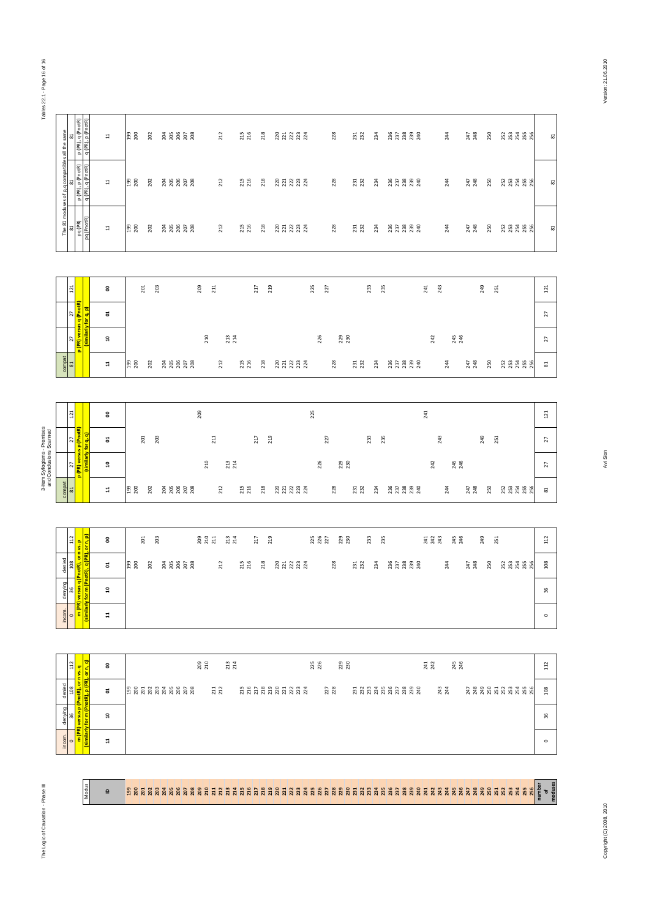| Modus | m (PR) versus p (PnotR), or n vs. q (similarly for m (PnotR), p (PR), or n, q) | | | | m (PR) versus q (PnotR), or n vs. p (similarly for m (PnotR), q (PR), or n, p) | | | | p (PR) versus p (PnotR) (similarly for q, q) | | | | p (PR) versus q (PnotR) (similarly for q, p) | | | | The 81 moduses of p,q compatibles all the same | | |
|---|---|---|---|---|---|---|---|---|---|---|---|---|---|---|---|---|---|---|---|
| | incom. | denying | denied | | incom. | denying | denied | | compat | | | | compat | | | | pq (PR) / pq (PnotR) | p (PR), p (PnotR) / q (PR), q (PnotR) | p (PR), q (PnotR) / q (PR), p (PnotR) |
| | 0 | 36 | 108 | 112 | 0 | 36 | 108 | 112 | 81 | 27 | 27 | 121 | 81 | 27 | 27 | 121 | 81 | 81 | 81 |
| ID | 11 | 10 | 01 | 00 | 11 | 10 | 01 | 00 | 11 | 10 | 01 | 00 | 11 | 10 | 01 | 00 | 11 | 11 | 11 |
| 199 | | | 199 | | | | 199 | | 199 | | | | 199 | | | | 199 | 199 | 199 |
| 200 | | | 200 | | | | 200 | | 200 | | | | 200 | | | | 200 | 200 | 200 |
| 201 | | | 201 | | | | | 201 | | | 201 | | | | | 201 | | | |
| 202 | | | 202 | | | | 202 | | 202 | | | | 202 | | | | 202 | 202 | 202 |
| 203 | | | 203 | | | | | 203 | | | 203 | | | | | 203 | | | |
| 204 | | | 204 | | | | 204 | | 204 | | | | 204 | | | | 204 | 204 | 204 |
| 205 | | | 205 | | | | 205 | | 205 | | | | 205 | | | | 205 | 205 | 205 |
| 206 | | | 206 | | | | 206 | | 206 | | | | 206 | | | | 206 | 206 | 206 |
| 207 | | | 207 | | | | 207 | | 207 | | | | 207 | | | | 207 | 207 | 207 |
| 208 | | | 208 | | | | 208 | | 208 | | | | 208 | | | | 208 | 208 | 208 |
| 209 | | | | 209 | | | | 209 | | | | 209 | | | | 209 | | | |
| 210 | | | | 210 | | | | 210 | | 210 | | | | 210 | | | | | |
| 211 | | | 211 | | | | | 211 | | | 211 | | | | | 211 | | | |
| 212 | | | 212 | | | | 212 | | 212 | | | | 212 | | | | 212 | 212 | 212 |
| 213 | | | | 213 | | | | 213 | | 213 | | | | 213 | | | | | |
| 214 | | | | 214 | | | | 214 | | 214 | | | | 214 | | | | | |
| 215 | | | 215 | | | | 215 | | 215 | | | | 215 | | | | 215 | 215 | 215 |
| 216 | | | 216 | | | | 216 | | 216 | | | | 216 | | | | 216 | 216 | 216 |
| 217 | | | 217 | | | | | 217 | | | 217 | | | | | 217 | | | |
| 218 | | | 218 | | | | 218 | | 218 | | | | 218 | | | | 218 | 218 | 218 |
| 219 | | | 219 | | | | | 219 | | | 219 | | | | | 219 | | | |
| 220 | | | 220 | | | | 220 | | 220 | | | | 220 | | | | 220 | 220 | 220 |
| 221 | | | 221 | | | | 221 | | 221 | | | | 221 | | | | 221 | 221 | 221 |
| 222 | | | 222 | | | | 222 | | 222 | | | | 222 | | | | 222 | 222 | 222 |
| 223 | | | 223 | | | | 223 | | 223 | | | | 223 | | | | 223 | 223 | 223 |
| 224 | | | 224 | | | | 224 | | 224 | | | | 224 | | | | 224 | 224 | 224 |
| 225 | | | | 225 | | | | 225 | | | | 225 | | | | 225 | | | |
| 226 | | | | 226 | | | | 226 | | 226 | | | | 226 | | | | | |
| 227 | | | 227 | | | | | 227 | | | 227 | | | | | 227 | | | |
| 228 | | | 228 | | | | 228 | | 228 | | | | 228 | | | | 228 | 228 | 228 |
| 229 | | | | 229 | | | | 229 | | 229 | | | | 229 | | | | | |
| 230 | | | | 230 | | | | 230 | | 230 | | | | 230 | | | | | |
| 231 | | | 231 | | | | 231 | | 231 | | | | 231 | | | | 231 | 231 | 231 |
| 232 | | | 232 | | | | 232 | | 232 | | | | 232 | | | | 232 | 232 | 232 |
| 233 | | | 233 | | | | | 233 | | | 233 | | | | | 233 | | | |
| 234 | | | 234 | | | | 234 | | 234 | | | | 234 | | | | 234 | 234 | 234 |
| 235 | | | 235 | | | | | 235 | | | 235 | | | | | 235 | | | |
| 236 | | | 236 | | | | 236 | | 236 | | | | 236 | | | | 236 | 236 | 236 |
| 237 | | | 237 | | | | 237 | | 237 | | | | 237 | | | | 237 | 237 | 237 |
| 238 | | | 238 | | | | 238 | | 238 | | | | 238 | | | | 238 | 238 | 238 |
| 239 | | | 239 | | | | 239 | | 239 | | | | 239 | | | | 239 | 239 | 239 |
| 240 | | | 240 | | | | 240 | | 240 | | | | 240 | | | | 240 | 240 | 240 |
| 241 | | | | 241 | | | | 241 | | | | 241 | | | | 241 | | | |
| 242 | | | | 242 | | | | 242 | | 242 | | | | 242 | | | | | |
| 243 | | | 243 | | | | | 243 | | | 243 | | | | | 243 | | | |
| 244 | | | 244 | | | | 244 | | 244 | | | | 244 | | | | 244 | 244 | 244 |
| 245 | | | | 245 | | | | 245 | | 245 | | | | 245 | | | | | |
| 246 | | | | 246 | | | | 246 | | 246 | | | | 246 | | | | | |
| 247 | | | 247 | | | | 247 | | 247 | | | | 247 | | | | 247 | 247 | 247 |
| 248 | | | 248 | | | | 248 | | 248 | | | | 248 | | | | 248 | 248 | 248 |
| 249 | | | 249 | | | | | 249 | | | 249 | | | | | 249 | | | |
| 250 | | | 250 | | | | 250 | | 250 | | | | 250 | | | | 250 | 250 | 250 |
| 251 | | | 251 | | | | | 251 | | | 251 | | | | | 251 | | | |
| 252 | | | 252 | | | | 252 | | 252 | | | | 252 | | | | 252 | 252 | 252 |
| 253 | | | 253 | | | | 253 | | 253 | | | | 253 | | | | 253 | 253 | 253 |
| 254 | | | 254 | | | | 254 | | 254 | | | | 254 | | | | 254 | 254 | 254 |
| 255 | | | 255 | | | | 255 | | 255 | | | | 255 | | | | 255 | 255 | 255 |
| 256 | | | 256 | | | | 256 | | 256 | | | | 256 | | | | 256 | 256 | 256 |
| number of moduses | 0 | 36 | 108 | 112 | 0 | 36 | 108 | 112 | 81 | 27 | 27 | 121 | 81 | 27 | 27 | 121 | 81 | 81 | 81 |